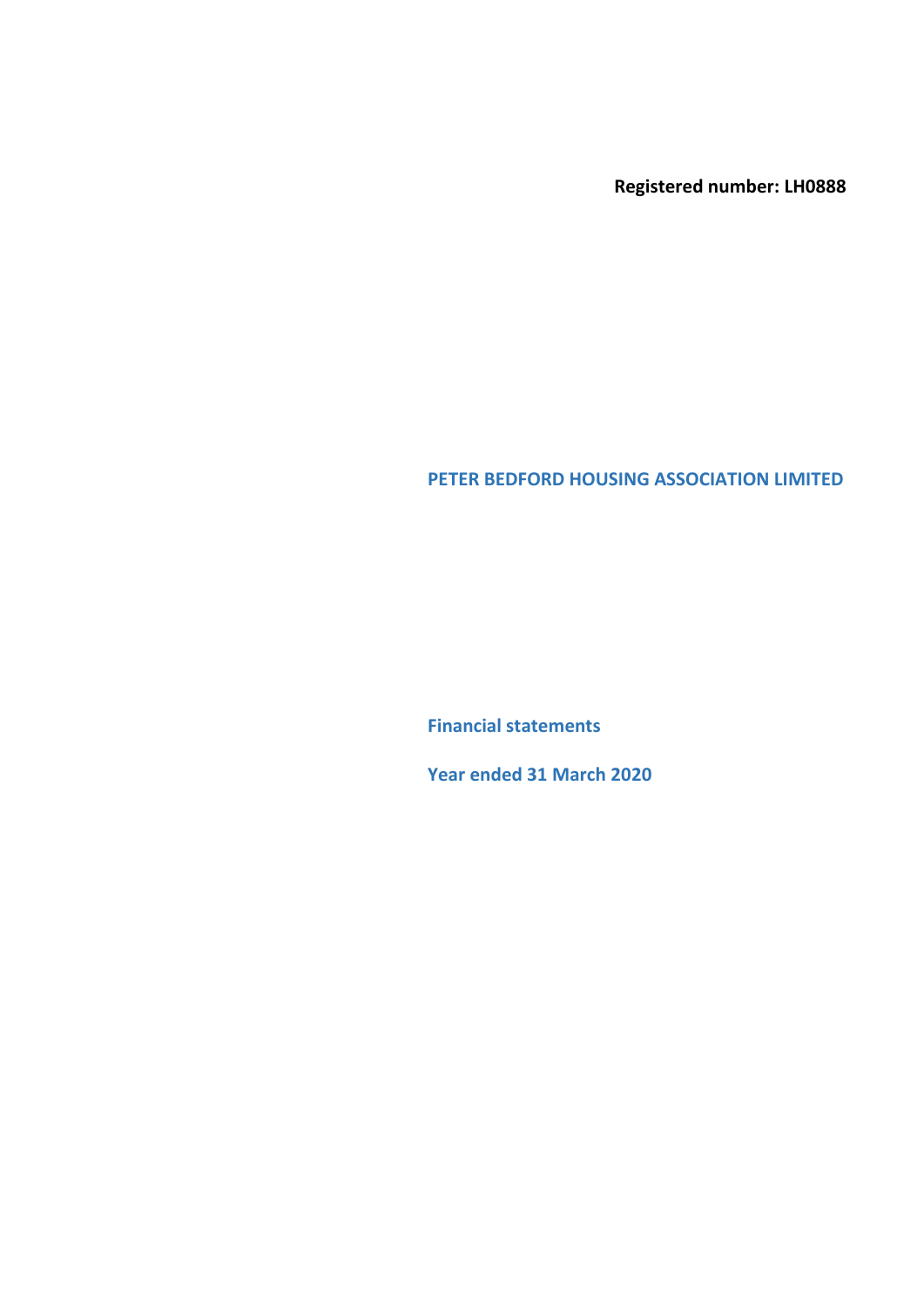**Registered number: LH0888**

# PETER BEDFORD HOUSING ASSOCIATION LIMITED

## Financial statements

## Year ended 31 March 2020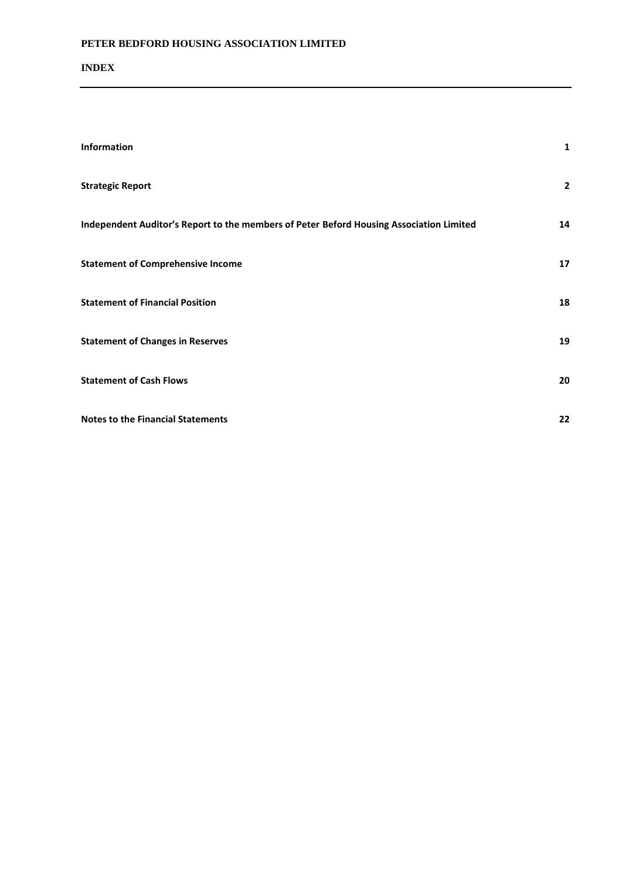# PETER BEDFORD HOUSING ASSOCIATION LIMITED

## INDEX

| | |
|---|---|
| **Information** | **1** |
| **Strategic Report** | **2** |
| **Independent Auditor's Report to the members of Peter Beford Housing Association Limited** | **14** |
| **Statement of Comprehensive Income** | **17** |
| **Statement of Financial Position** | **18** |
| **Statement of Changes in Reserves** | **19** |
| **Statement of Cash Flows** | **20** |
| **Notes to the Financial Statements** | **22** |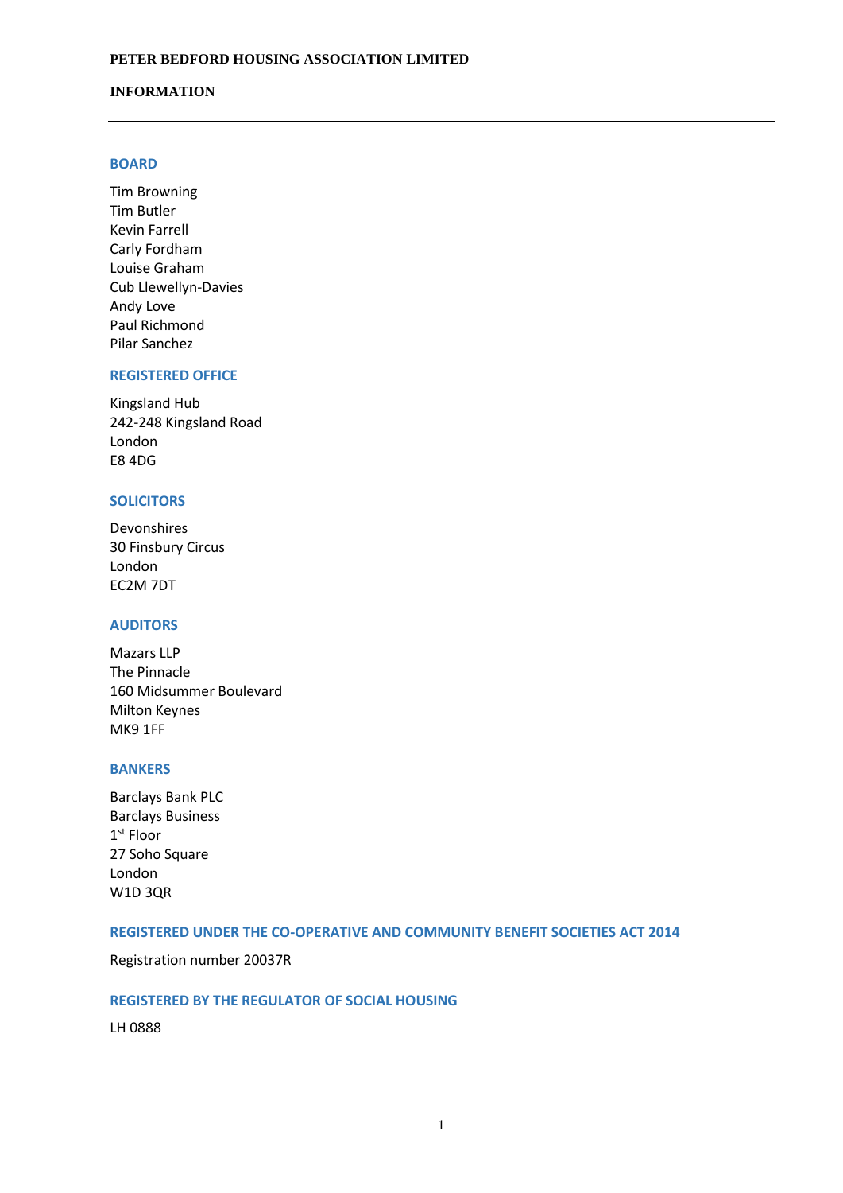# PETER BEDFORD HOUSING ASSOCIATION LIMITED

## INFORMATION

### BOARD

Tim Browning
Tim Butler
Kevin Farrell
Carly Fordham
Louise Graham
Cub Llewellyn-Davies
Andy Love
Paul Richmond
Pilar Sanchez

### REGISTERED OFFICE

Kingsland Hub
242-248 Kingsland Road
London
E8 4DG

### SOLICITORS

Devonshires
30 Finsbury Circus
London
EC2M 7DT

### AUDITORS

Mazars LLP
The Pinnacle
160 Midsummer Boulevard
Milton Keynes
MK9 1FF

### BANKERS

Barclays Bank PLC
Barclays Business
1st Floor
27 Soho Square
London
W1D 3QR

### REGISTERED UNDER THE CO-OPERATIVE AND COMMUNITY BENEFIT SOCIETIES ACT 2014

Registration number 20037R

### REGISTERED BY THE REGULATOR OF SOCIAL HOUSING

LH 0888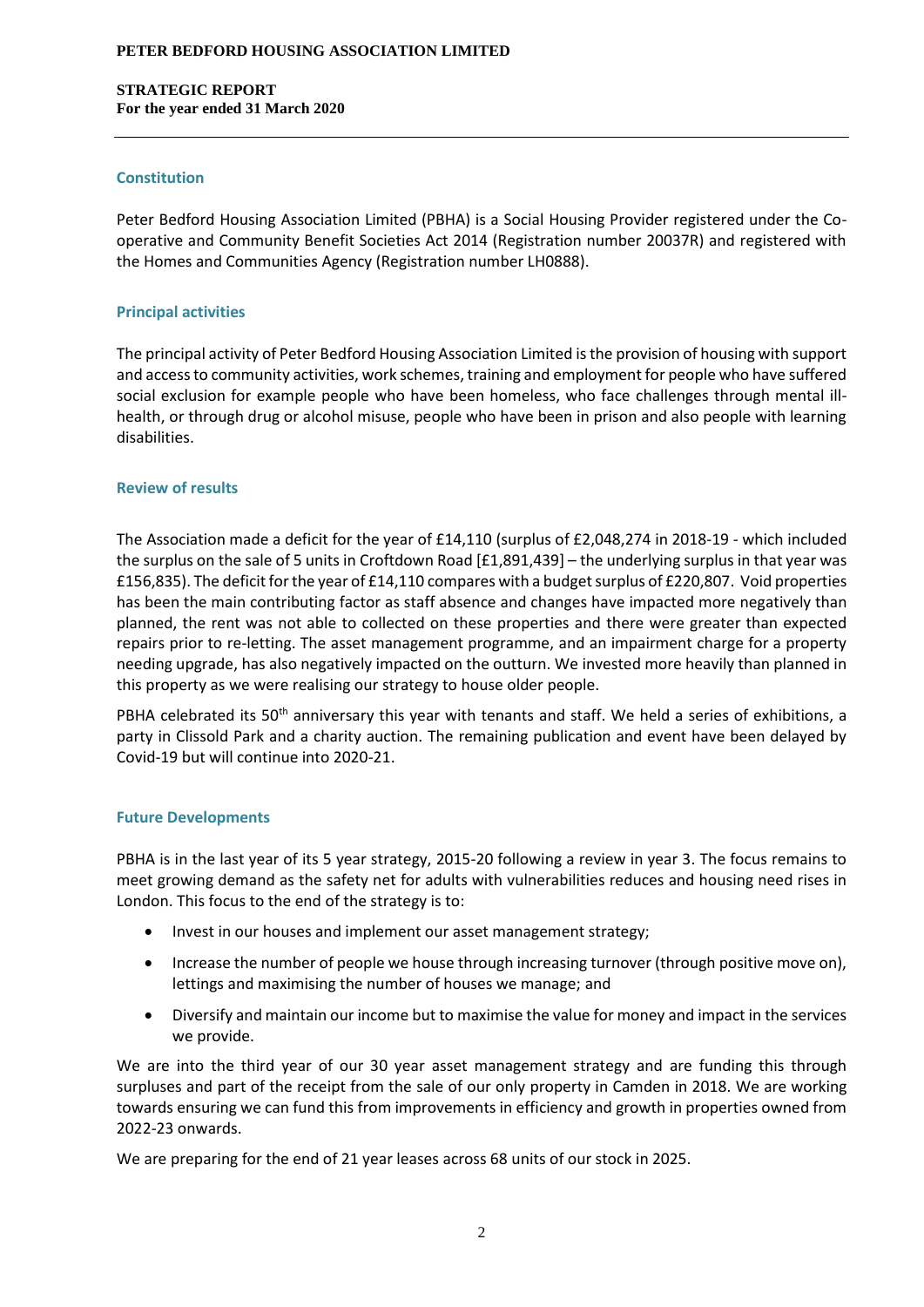**PETER BEDFORD HOUSING ASSOCIATION LIMITED**

**STRATEGIC REPORT**
**For the year ended 31 March 2020**

## Constitution

Peter Bedford Housing Association Limited (PBHA) is a Social Housing Provider registered under the Co-operative and Community Benefit Societies Act 2014 (Registration number 20037R) and registered with the Homes and Communities Agency (Registration number LH0888).

## Principal activities

The principal activity of Peter Bedford Housing Association Limited is the provision of housing with support and access to community activities, work schemes, training and employment for people who have suffered social exclusion for example people who have been homeless, who face challenges through mental ill-health, or through drug or alcohol misuse, people who have been in prison and also people with learning disabilities.

## Review of results

The Association made a deficit for the year of £14,110 (surplus of £2,048,274 in 2018-19 - which included the surplus on the sale of 5 units in Croftdown Road [£1,891,439] – the underlying surplus in that year was £156,835). The deficit for the year of £14,110 compares with a budget surplus of £220,807. Void properties has been the main contributing factor as staff absence and changes have impacted more negatively than planned, the rent was not able to collected on these properties and there were greater than expected repairs prior to re-letting. The asset management programme, and an impairment charge for a property needing upgrade, has also negatively impacted on the outturn. We invested more heavily than planned in this property as we were realising our strategy to house older people.

PBHA celebrated its 50th anniversary this year with tenants and staff. We held a series of exhibitions, a party in Clissold Park and a charity auction. The remaining publication and event have been delayed by Covid-19 but will continue into 2020-21.

## Future Developments

PBHA is in the last year of its 5 year strategy, 2015-20 following a review in year 3. The focus remains to meet growing demand as the safety net for adults with vulnerabilities reduces and housing need rises in London. This focus to the end of the strategy is to:

- Invest in our houses and implement our asset management strategy;
- Increase the number of people we house through increasing turnover (through positive move on), lettings and maximising the number of houses we manage; and
- Diversify and maintain our income but to maximise the value for money and impact in the services we provide.

We are into the third year of our 30 year asset management strategy and are funding this through surpluses and part of the receipt from the sale of our only property in Camden in 2018. We are working towards ensuring we can fund this from improvements in efficiency and growth in properties owned from 2022-23 onwards.

We are preparing for the end of 21 year leases across 68 units of our stock in 2025.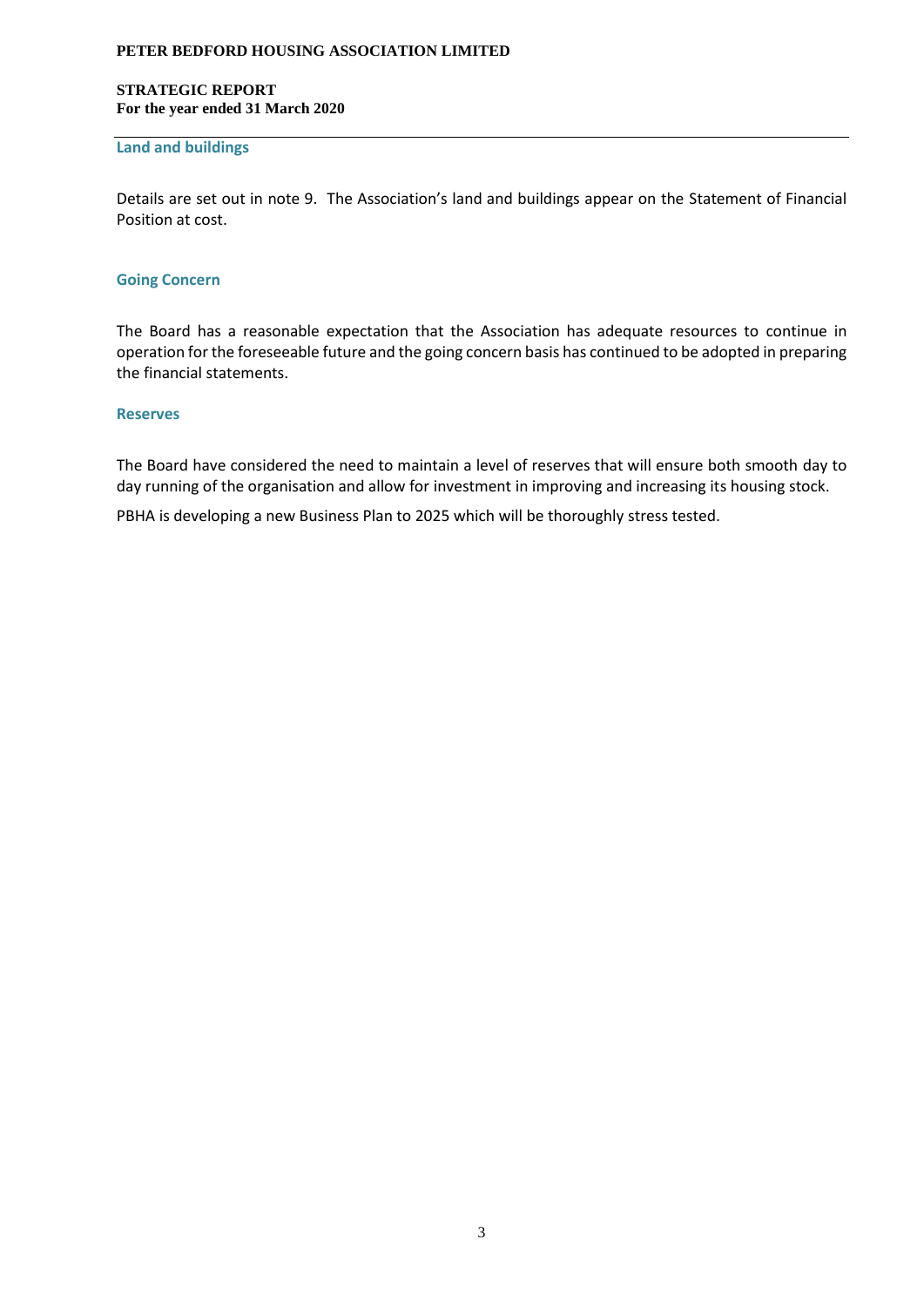### Land and buildings

Details are set out in note 9. The Association's land and buildings appear on the Statement of Financial Position at cost.

### Going Concern

The Board has a reasonable expectation that the Association has adequate resources to continue in operation for the foreseeable future and the going concern basis has continued to be adopted in preparing the financial statements.

### Reserves

The Board have considered the need to maintain a level of reserves that will ensure both smooth day to day running of the organisation and allow for investment in improving and increasing its housing stock.

PBHA is developing a new Business Plan to 2025 which will be thoroughly stress tested.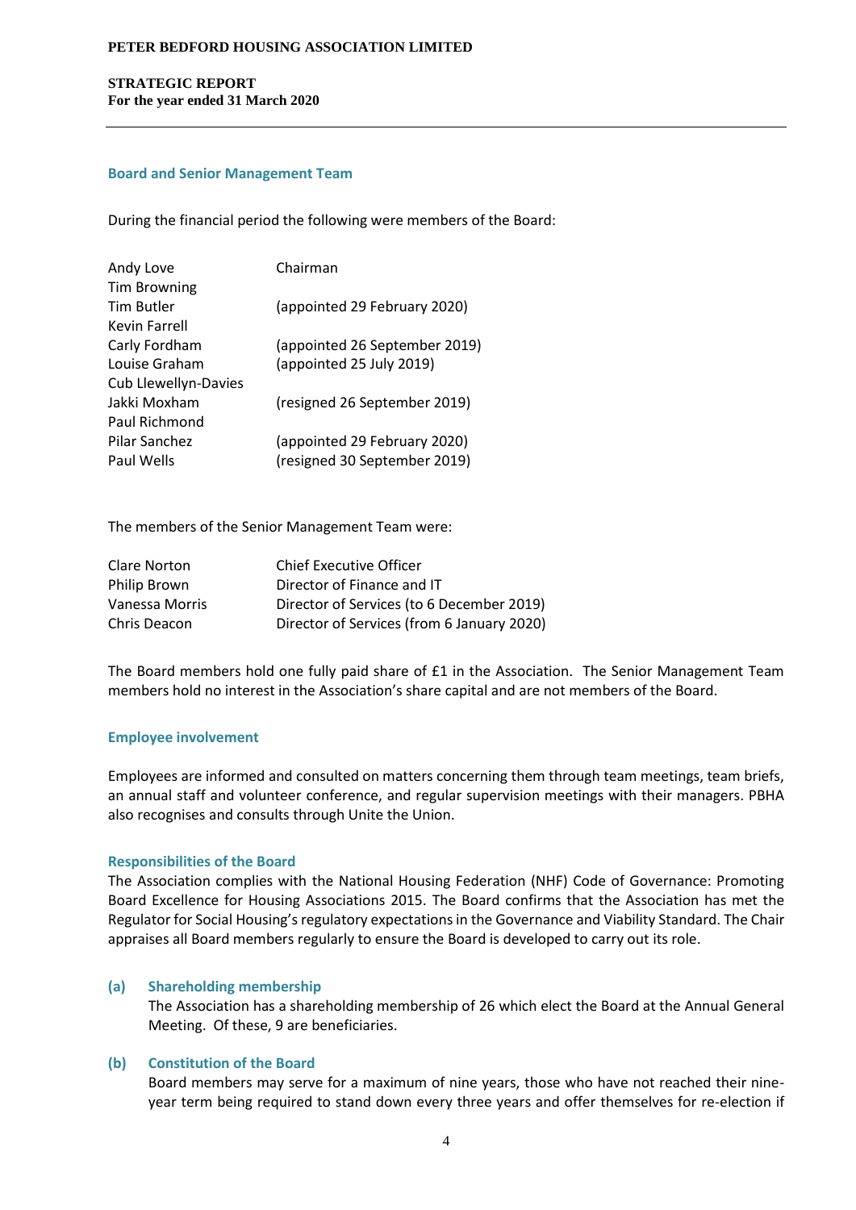## Board and Senior Management Team

During the financial period the following were members of the Board:

| | |
|---|---|
| Andy Love | Chairman |
| Tim Browning | |
| Tim Butler | (appointed 29 February 2020) |
| Kevin Farrell | |
| Carly Fordham | (appointed 26 September 2019) |
| Louise Graham | (appointed 25 July 2019) |
| Cub Llewellyn-Davies | |
| Jakki Moxham | (resigned 26 September 2019) |
| Paul Richmond | |
| Pilar Sanchez | (appointed 29 February 2020) |
| Paul Wells | (resigned 30 September 2019) |

The members of the Senior Management Team were:

| | |
|---|---|
| Clare Norton | Chief Executive Officer |
| Philip Brown | Director of Finance and IT |
| Vanessa Morris | Director of Services (to 6 December 2019) |
| Chris Deacon | Director of Services (from 6 January 2020) |

The Board members hold one fully paid share of £1 in the Association. The Senior Management Team members hold no interest in the Association's share capital and are not members of the Board.

## Employee involvement

Employees are informed and consulted on matters concerning them through team meetings, team briefs, an annual staff and volunteer conference, and regular supervision meetings with their managers. PBHA also recognises and consults through Unite the Union.

## Responsibilities of the Board

The Association complies with the National Housing Federation (NHF) Code of Governance: Promoting Board Excellence for Housing Associations 2015. The Board confirms that the Association has met the Regulator for Social Housing's regulatory expectations in the Governance and Viability Standard. The Chair appraises all Board members regularly to ensure the Board is developed to carry out its role.

### (a) Shareholding membership

The Association has a shareholding membership of 26 which elect the Board at the Annual General Meeting. Of these, 9 are beneficiaries.

### (b) Constitution of the Board

Board members may serve for a maximum of nine years, those who have not reached their nine-year term being required to stand down every three years and offer themselves for re-election if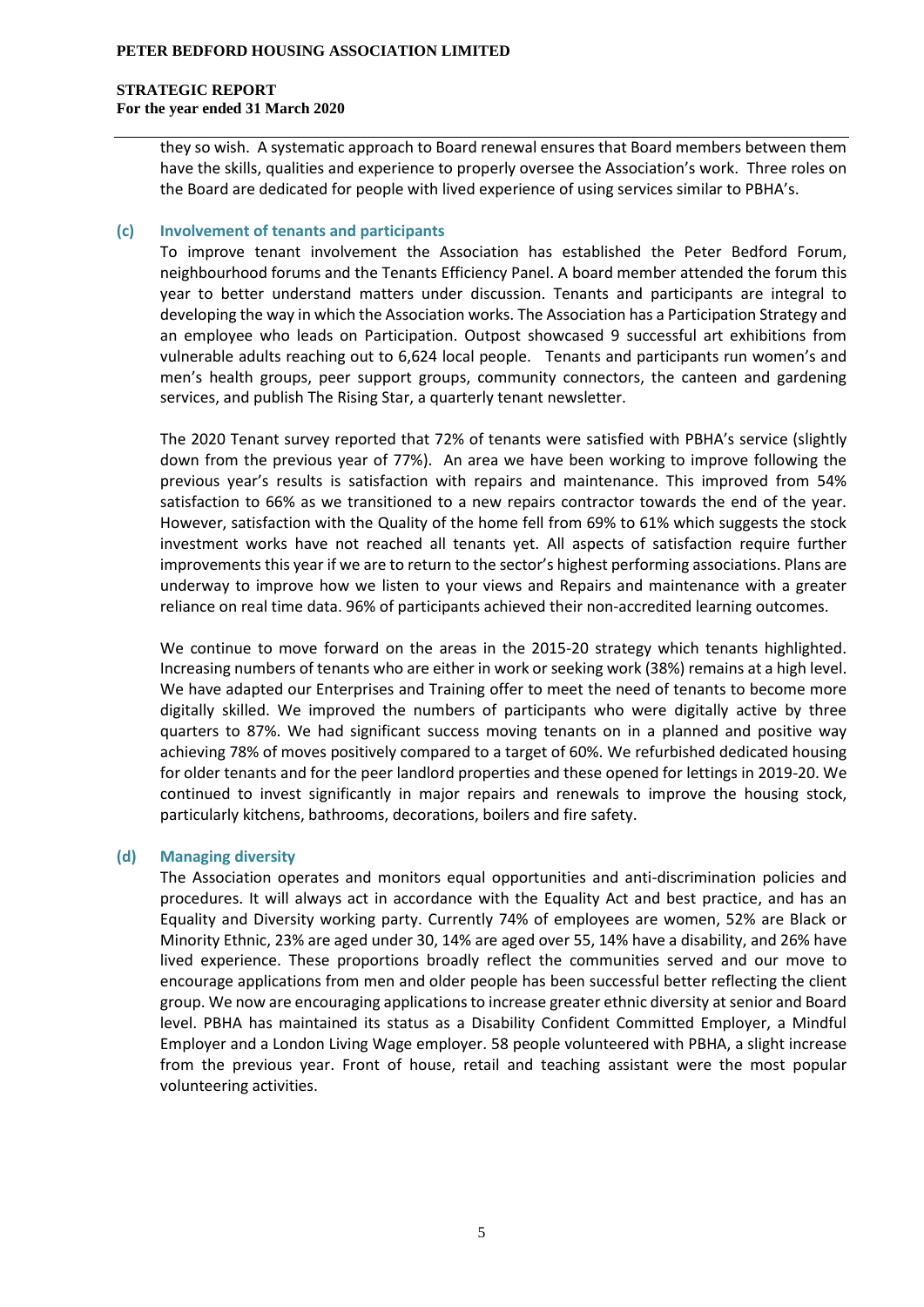they so wish. A systematic approach to Board renewal ensures that Board members between them have the skills, qualities and experience to properly oversee the Association's work. Three roles on the Board are dedicated for people with lived experience of using services similar to PBHA's.

### (c) Involvement of tenants and participants

To improve tenant involvement the Association has established the Peter Bedford Forum, neighbourhood forums and the Tenants Efficiency Panel. A board member attended the forum this year to better understand matters under discussion. Tenants and participants are integral to developing the way in which the Association works. The Association has a Participation Strategy and an employee who leads on Participation. Outpost showcased 9 successful art exhibitions from vulnerable adults reaching out to 6,624 local people. Tenants and participants run women's and men's health groups, peer support groups, community connectors, the canteen and gardening services, and publish The Rising Star, a quarterly tenant newsletter.

The 2020 Tenant survey reported that 72% of tenants were satisfied with PBHA's service (slightly down from the previous year of 77%). An area we have been working to improve following the previous year's results is satisfaction with repairs and maintenance. This improved from 54% satisfaction to 66% as we transitioned to a new repairs contractor towards the end of the year. However, satisfaction with the Quality of the home fell from 69% to 61% which suggests the stock investment works have not reached all tenants yet. All aspects of satisfaction require further improvements this year if we are to return to the sector's highest performing associations. Plans are underway to improve how we listen to your views and Repairs and maintenance with a greater reliance on real time data. 96% of participants achieved their non-accredited learning outcomes.

We continue to move forward on the areas in the 2015-20 strategy which tenants highlighted. Increasing numbers of tenants who are either in work or seeking work (38%) remains at a high level. We have adapted our Enterprises and Training offer to meet the need of tenants to become more digitally skilled. We improved the numbers of participants who were digitally active by three quarters to 87%. We had significant success moving tenants on in a planned and positive way achieving 78% of moves positively compared to a target of 60%. We refurbished dedicated housing for older tenants and for the peer landlord properties and these opened for lettings in 2019-20. We continued to invest significantly in major repairs and renewals to improve the housing stock, particularly kitchens, bathrooms, decorations, boilers and fire safety.

### (d) Managing diversity

The Association operates and monitors equal opportunities and anti-discrimination policies and procedures. It will always act in accordance with the Equality Act and best practice, and has an Equality and Diversity working party. Currently 74% of employees are women, 52% are Black or Minority Ethnic, 23% are aged under 30, 14% are aged over 55, 14% have a disability, and 26% have lived experience. These proportions broadly reflect the communities served and our move to encourage applications from men and older people has been successful better reflecting the client group. We now are encouraging applications to increase greater ethnic diversity at senior and Board level. PBHA has maintained its status as a Disability Confident Committed Employer, a Mindful Employer and a London Living Wage employer. 58 people volunteered with PBHA, a slight increase from the previous year. Front of house, retail and teaching assistant were the most popular volunteering activities.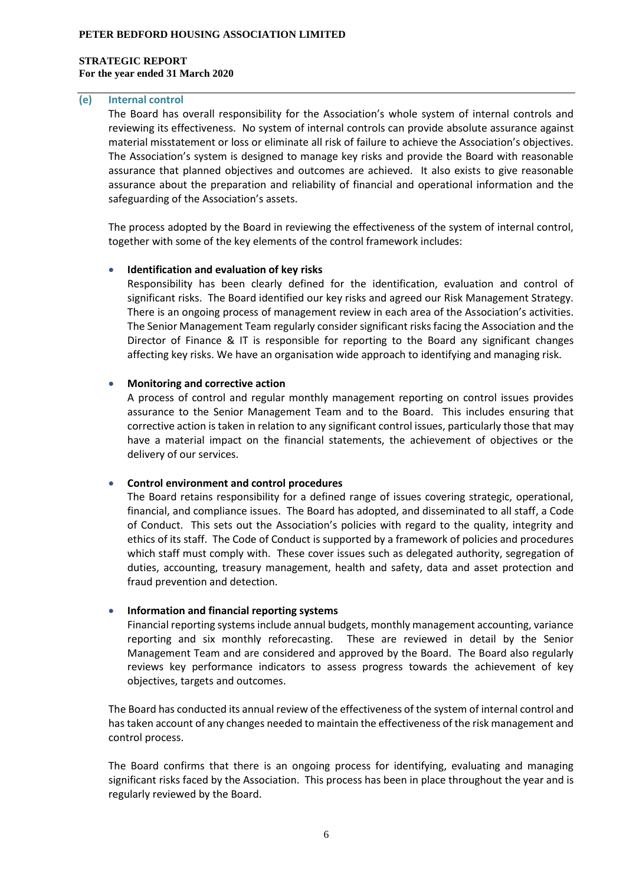### (e) Internal control

The Board has overall responsibility for the Association's whole system of internal controls and reviewing its effectiveness. No system of internal controls can provide absolute assurance against material misstatement or loss or eliminate all risk of failure to achieve the Association's objectives. The Association's system is designed to manage key risks and provide the Board with reasonable assurance that planned objectives and outcomes are achieved. It also exists to give reasonable assurance about the preparation and reliability of financial and operational information and the safeguarding of the Association's assets.

The process adopted by the Board in reviewing the effectiveness of the system of internal control, together with some of the key elements of the control framework includes:

- **Identification and evaluation of key risks**
  Responsibility has been clearly defined for the identification, evaluation and control of significant risks. The Board identified our key risks and agreed our Risk Management Strategy. There is an ongoing process of management review in each area of the Association's activities. The Senior Management Team regularly consider significant risks facing the Association and the Director of Finance & IT is responsible for reporting to the Board any significant changes affecting key risks. We have an organisation wide approach to identifying and managing risk.

- **Monitoring and corrective action**
  A process of control and regular monthly management reporting on control issues provides assurance to the Senior Management Team and to the Board. This includes ensuring that corrective action is taken in relation to any significant control issues, particularly those that may have a material impact on the financial statements, the achievement of objectives or the delivery of our services.

- **Control environment and control procedures**
  The Board retains responsibility for a defined range of issues covering strategic, operational, financial, and compliance issues. The Board has adopted, and disseminated to all staff, a Code of Conduct. This sets out the Association's policies with regard to the quality, integrity and ethics of its staff. The Code of Conduct is supported by a framework of policies and procedures which staff must comply with. These cover issues such as delegated authority, segregation of duties, accounting, treasury management, health and safety, data and asset protection and fraud prevention and detection.

- **Information and financial reporting systems**
  Financial reporting systems include annual budgets, monthly management accounting, variance reporting and six monthly reforecasting. These are reviewed in detail by the Senior Management Team and are considered and approved by the Board. The Board also regularly reviews key performance indicators to assess progress towards the achievement of key objectives, targets and outcomes.

The Board has conducted its annual review of the effectiveness of the system of internal control and has taken account of any changes needed to maintain the effectiveness of the risk management and control process.

The Board confirms that there is an ongoing process for identifying, evaluating and managing significant risks faced by the Association. This process has been in place throughout the year and is regularly reviewed by the Board.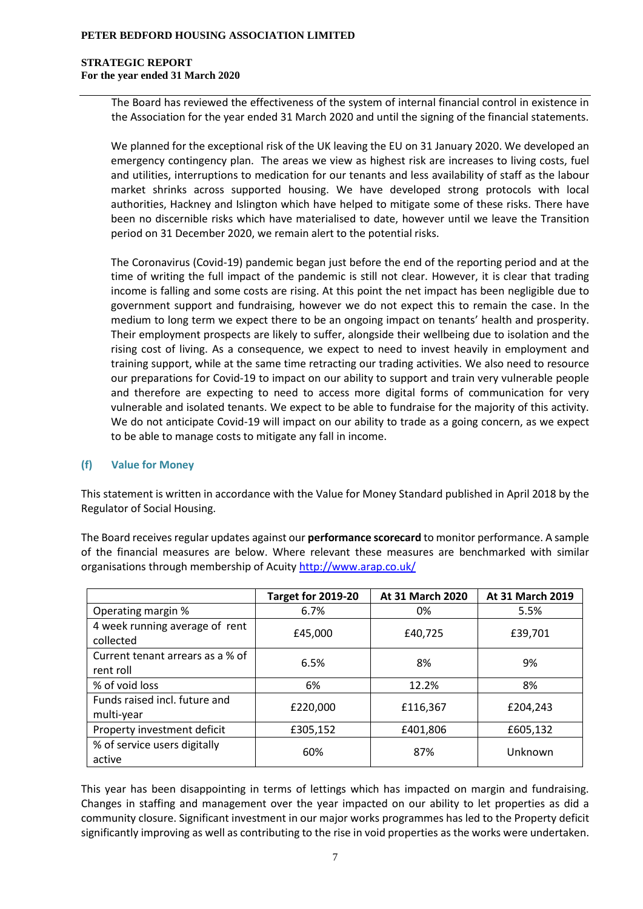The Board has reviewed the effectiveness of the system of internal financial control in existence in the Association for the year ended 31 March 2020 and until the signing of the financial statements.

We planned for the exceptional risk of the UK leaving the EU on 31 January 2020. We developed an emergency contingency plan. The areas we view as highest risk are increases to living costs, fuel and utilities, interruptions to medication for our tenants and less availability of staff as the labour market shrinks across supported housing. We have developed strong protocols with local authorities, Hackney and Islington which have helped to mitigate some of these risks. There have been no discernible risks which have materialised to date, however until we leave the Transition period on 31 December 2020, we remain alert to the potential risks.

The Coronavirus (Covid-19) pandemic began just before the end of the reporting period and at the time of writing the full impact of the pandemic is still not clear. However, it is clear that trading income is falling and some costs are rising. At this point the net impact has been negligible due to government support and fundraising, however we do not expect this to remain the case. In the medium to long term we expect there to be an ongoing impact on tenants' health and prosperity. Their employment prospects are likely to suffer, alongside their wellbeing due to isolation and the rising cost of living. As a consequence, we expect to need to invest heavily in employment and training support, while at the same time retracting our trading activities. We also need to resource our preparations for Covid-19 to impact on our ability to support and train very vulnerable people and therefore are expecting to need to access more digital forms of communication for very vulnerable and isolated tenants. We expect to be able to fundraise for the majority of this activity. We do not anticipate Covid-19 will impact on our ability to trade as a going concern, as we expect to be able to manage costs to mitigate any fall in income.

### (f) Value for Money

This statement is written in accordance with the Value for Money Standard published in April 2018 by the Regulator of Social Housing.

The Board receives regular updates against our **performance scorecard** to monitor performance. A sample of the financial measures are below. Where relevant these measures are benchmarked with similar organisations through membership of Acuity http://www.arap.co.uk/

| | Target for 2019-20 | At 31 March 2020 | At 31 March 2019 |
|---|---|---|---|
| Operating margin % | 6.7% | 0% | 5.5% |
| 4 week running average of rent collected | £45,000 | £40,725 | £39,701 |
| Current tenant arrears as a % of rent roll | 6.5% | 8% | 9% |
| % of void loss | 6% | 12.2% | 8% |
| Funds raised incl. future and multi-year | £220,000 | £116,367 | £204,243 |
| Property investment deficit | £305,152 | £401,806 | £605,132 |
| % of service users digitally active | 60% | 87% | Unknown |

This year has been disappointing in terms of lettings which has impacted on margin and fundraising. Changes in staffing and management over the year impacted on our ability to let properties as did a community closure. Significant investment in our major works programmes has led to the Property deficit significantly improving as well as contributing to the rise in void properties as the works were undertaken.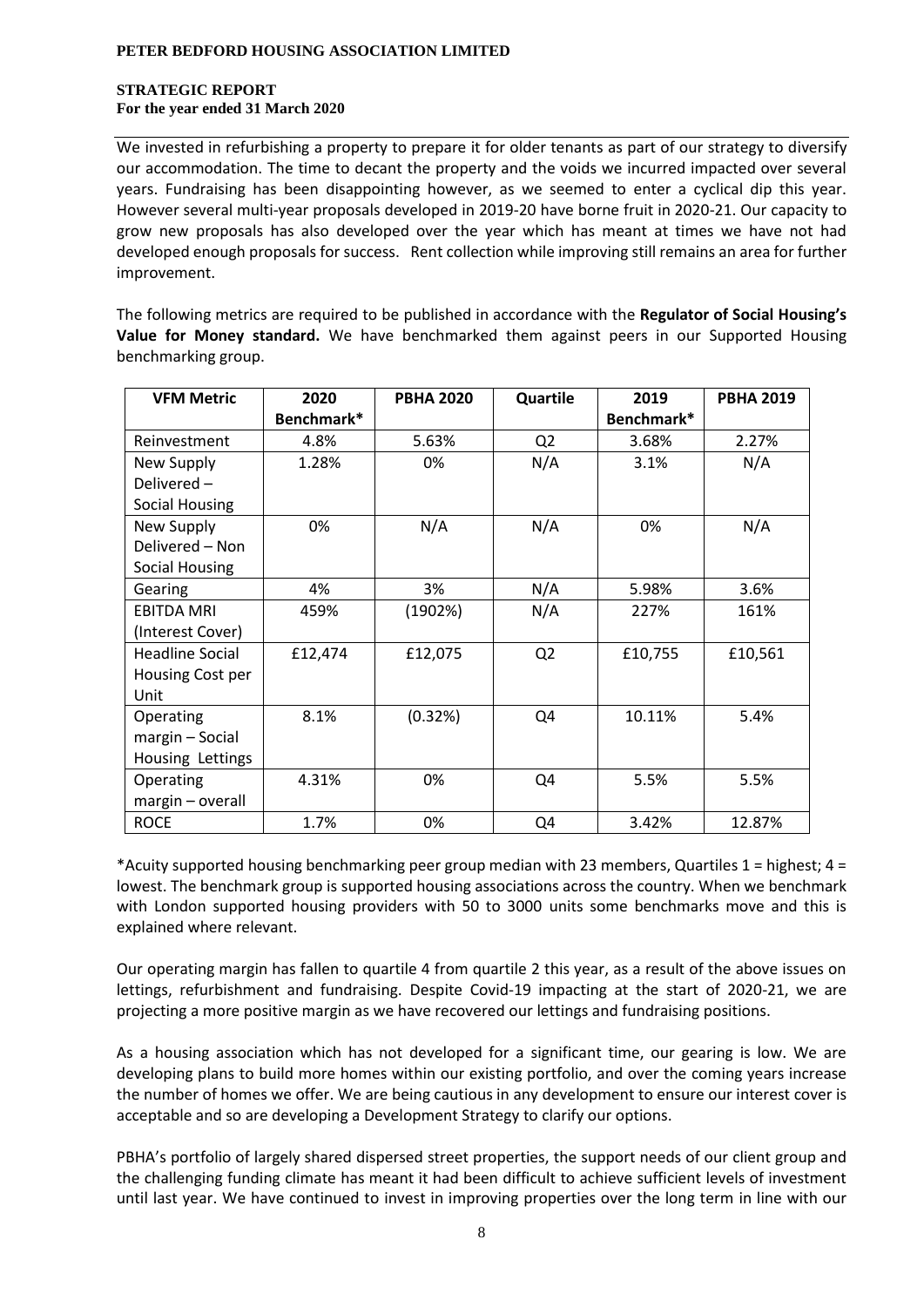We invested in refurbishing a property to prepare it for older tenants as part of our strategy to diversify our accommodation. The time to decant the property and the voids we incurred impacted over several years. Fundraising has been disappointing however, as we seemed to enter a cyclical dip this year. However several multi-year proposals developed in 2019-20 have borne fruit in 2020-21. Our capacity to grow new proposals has also developed over the year which has meant at times we have not had developed enough proposals for success. Rent collection while improving still remains an area for further improvement.

The following metrics are required to be published in accordance with the **Regulator of Social Housing's Value for Money standard.** We have benchmarked them against peers in our Supported Housing benchmarking group.

| VFM Metric | 2020 Benchmark* | PBHA 2020 | Quartile | 2019 Benchmark* | PBHA 2019 |
|---|---|---|---|---|---|
| Reinvestment | 4.8% | 5.63% | Q2 | 3.68% | 2.27% |
| New Supply Delivered – Social Housing | 1.28% | 0% | N/A | 3.1% | N/A |
| New Supply Delivered – Non Social Housing | 0% | N/A | N/A | 0% | N/A |
| Gearing | 4% | 3% | N/A | 5.98% | 3.6% |
| EBITDA MRI (Interest Cover) | 459% | (1902%) | N/A | 227% | 161% |
| Headline Social Housing Cost per Unit | £12,474 | £12,075 | Q2 | £10,755 | £10,561 |
| Operating margin – Social Housing Lettings | 8.1% | (0.32%) | Q4 | 10.11% | 5.4% |
| Operating margin – overall | 4.31% | 0% | Q4 | 5.5% | 5.5% |
| ROCE | 1.7% | 0% | Q4 | 3.42% | 12.87% |

*Acuity supported housing benchmarking peer group median with 23 members, Quartiles 1 = highest; 4 = lowest. The benchmark group is supported housing associations across the country. When we benchmark with London supported housing providers with 50 to 3000 units some benchmarks move and this is explained where relevant.

Our operating margin has fallen to quartile 4 from quartile 2 this year, as a result of the above issues on lettings, refurbishment and fundraising. Despite Covid-19 impacting at the start of 2020-21, we are projecting a more positive margin as we have recovered our lettings and fundraising positions.

As a housing association which has not developed for a significant time, our gearing is low. We are developing plans to build more homes within our existing portfolio, and over the coming years increase the number of homes we offer. We are being cautious in any development to ensure our interest cover is acceptable and so are developing a Development Strategy to clarify our options.

PBHA's portfolio of largely shared dispersed street properties, the support needs of our client group and the challenging funding climate has meant it had been difficult to achieve sufficient levels of investment until last year. We have continued to invest in improving properties over the long term in line with our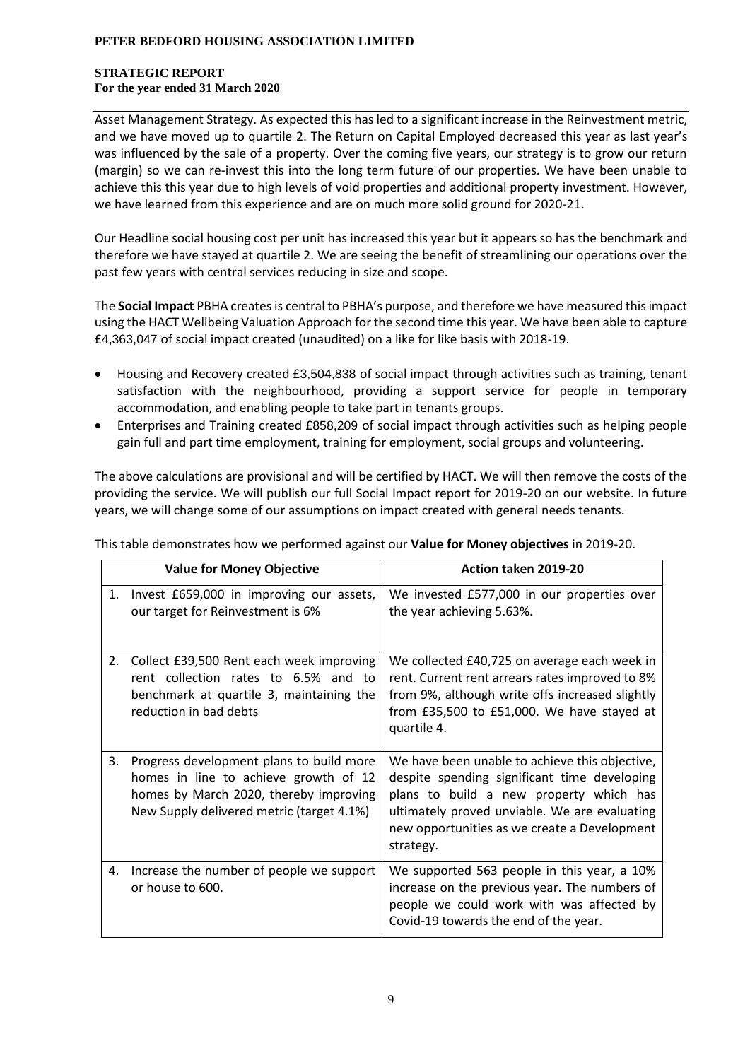Asset Management Strategy. As expected this has led to a significant increase in the Reinvestment metric, and we have moved up to quartile 2. The Return on Capital Employed decreased this year as last year's was influenced by the sale of a property. Over the coming five years, our strategy is to grow our return (margin) so we can re-invest this into the long term future of our properties. We have been unable to achieve this this year due to high levels of void properties and additional property investment. However, we have learned from this experience and are on much more solid ground for 2020-21.

Our Headline social housing cost per unit has increased this year but it appears so has the benchmark and therefore we have stayed at quartile 2. We are seeing the benefit of streamlining our operations over the past few years with central services reducing in size and scope.

The **Social Impact** PBHA creates is central to PBHA's purpose, and therefore we have measured this impact using the HACT Wellbeing Valuation Approach for the second time this year. We have been able to capture £4,363,047 of social impact created (unaudited) on a like for like basis with 2018-19.

- Housing and Recovery created £3,504,838 of social impact through activities such as training, tenant satisfaction with the neighbourhood, providing a support service for people in temporary accommodation, and enabling people to take part in tenants groups.
- Enterprises and Training created £858,209 of social impact through activities such as helping people gain full and part time employment, training for employment, social groups and volunteering.

The above calculations are provisional and will be certified by HACT. We will then remove the costs of the providing the service. We will publish our full Social Impact report for 2019-20 on our website. In future years, we will change some of our assumptions on impact created with general needs tenants.

This table demonstrates how we performed against our **Value for Money objectives** in 2019-20.

| Value for Money Objective | Action taken 2019-20 |
|---|---|
| 1. Invest £659,000 in improving our assets, our target for Reinvestment is 6% | We invested £577,000 in our properties over the year achieving 5.63%. |
| 2. Collect £39,500 Rent each week improving rent collection rates to 6.5% and to benchmark at quartile 3, maintaining the reduction in bad debts | We collected £40,725 on average each week in rent. Current rent arrears rates improved to 8% from 9%, although write offs increased slightly from £35,500 to £51,000. We have stayed at quartile 4. |
| 3. Progress development plans to build more homes in line to achieve growth of 12 homes by March 2020, thereby improving New Supply delivered metric (target 4.1%) | We have been unable to achieve this objective, despite spending significant time developing plans to build a new property which has ultimately proved unviable. We are evaluating new opportunities as we create a Development strategy. |
| 4. Increase the number of people we support or house to 600. | We supported 563 people in this year, a 10% increase on the previous year. The numbers of people we could work with was affected by Covid-19 towards the end of the year. |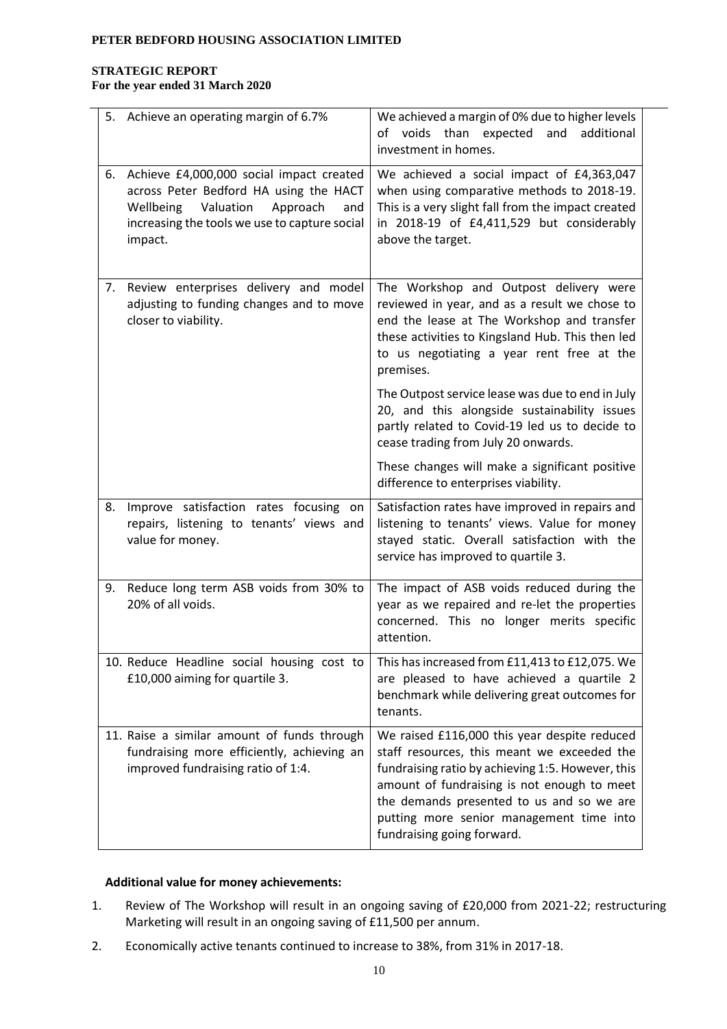**PETER BEDFORD HOUSING ASSOCIATION LIMITED**

**STRATEGIC REPORT**
**For the year ended 31 March 2020**

| | |
|---|---|
| 5. Achieve an operating margin of 6.7% | We achieved a margin of 0% due to higher levels of voids than expected and additional investment in homes. |
| 6. Achieve £4,000,000 social impact created across Peter Bedford HA using the HACT Wellbeing Valuation Approach and increasing the tools we use to capture social impact. | We achieved a social impact of £4,363,047 when using comparative methods to 2018-19. This is a very slight fall from the impact created in 2018-19 of £4,411,529 but considerably above the target. |
| 7. Review enterprises delivery and model adjusting to funding changes and to move closer to viability. | The Workshop and Outpost delivery were reviewed in year, and as a result we chose to end the lease at The Workshop and transfer these activities to Kingsland Hub. This then led to us negotiating a year rent free at the premises.<br><br>The Outpost service lease was due to end in July 20, and this alongside sustainability issues partly related to Covid-19 led us to decide to cease trading from July 20 onwards.<br><br>These changes will make a significant positive difference to enterprises viability. |
| 8. Improve satisfaction rates focusing on repairs, listening to tenants' views and value for money. | Satisfaction rates have improved in repairs and listening to tenants' views. Value for money stayed static. Overall satisfaction with the service has improved to quartile 3. |
| 9. Reduce long term ASB voids from 30% to 20% of all voids. | The impact of ASB voids reduced during the year as we repaired and re-let the properties concerned. This no longer merits specific attention. |
| 10. Reduce Headline social housing cost to £10,000 aiming for quartile 3. | This has increased from £11,413 to £12,075. We are pleased to have achieved a quartile 2 benchmark while delivering great outcomes for tenants. |
| 11. Raise a similar amount of funds through fundraising more efficiently, achieving an improved fundraising ratio of 1:4. | We raised £116,000 this year despite reduced staff resources, this meant we exceeded the fundraising ratio by achieving 1:5. However, this amount of fundraising is not enough to meet the demands presented to us and so we are putting more senior management time into fundraising going forward. |

**Additional value for money achievements:**

1. Review of The Workshop will result in an ongoing saving of £20,000 from 2021-22; restructuring Marketing will result in an ongoing saving of £11,500 per annum.
2. Economically active tenants continued to increase to 38%, from 31% in 2017-18.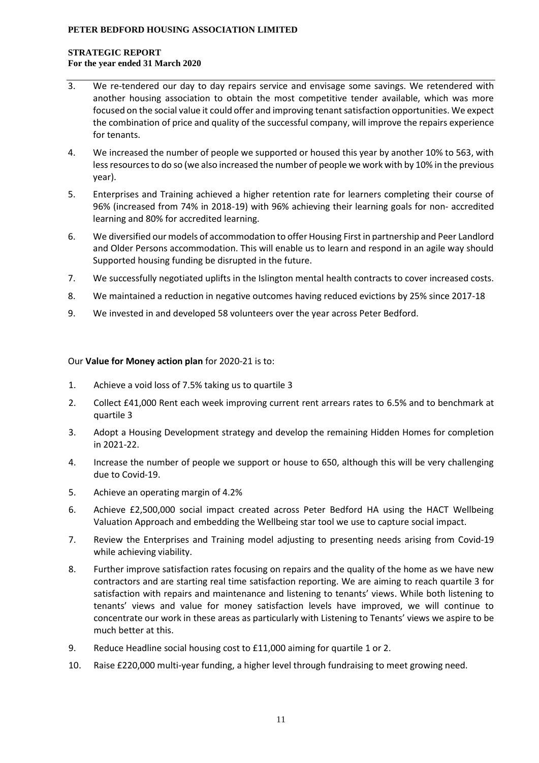3. We re-tendered our day to day repairs service and envisage some savings. We retendered with another housing association to obtain the most competitive tender available, which was more focused on the social value it could offer and improving tenant satisfaction opportunities. We expect the combination of price and quality of the successful company, will improve the repairs experience for tenants.
4. We increased the number of people we supported or housed this year by another 10% to 563, with less resources to do so (we also increased the number of people we work with by 10% in the previous year).
5. Enterprises and Training achieved a higher retention rate for learners completing their course of 96% (increased from 74% in 2018-19) with 96% achieving their learning goals for non- accredited learning and 80% for accredited learning.
6. We diversified our models of accommodation to offer Housing First in partnership and Peer Landlord and Older Persons accommodation. This will enable us to learn and respond in an agile way should Supported housing funding be disrupted in the future.
7. We successfully negotiated uplifts in the Islington mental health contracts to cover increased costs.
8. We maintained a reduction in negative outcomes having reduced evictions by 25% since 2017-18
9. We invested in and developed 58 volunteers over the year across Peter Bedford.

Our **Value for Money action plan** for 2020-21 is to:

1. Achieve a void loss of 7.5% taking us to quartile 3
2. Collect £41,000 Rent each week improving current rent arrears rates to 6.5% and to benchmark at quartile 3
3. Adopt a Housing Development strategy and develop the remaining Hidden Homes for completion in 2021-22.
4. Increase the number of people we support or house to 650, although this will be very challenging due to Covid-19.
5. Achieve an operating margin of 4.2%
6. Achieve £2,500,000 social impact created across Peter Bedford HA using the HACT Wellbeing Valuation Approach and embedding the Wellbeing star tool we use to capture social impact.
7. Review the Enterprises and Training model adjusting to presenting needs arising from Covid-19 while achieving viability.
8. Further improve satisfaction rates focusing on repairs and the quality of the home as we have new contractors and are starting real time satisfaction reporting. We are aiming to reach quartile 3 for satisfaction with repairs and maintenance and listening to tenants' views. While both listening to tenants' views and value for money satisfaction levels have improved, we will continue to concentrate our work in these areas as particularly with Listening to Tenants' views we aspire to be much better at this.
9. Reduce Headline social housing cost to £11,000 aiming for quartile 1 or 2.
10. Raise £220,000 multi-year funding, a higher level through fundraising to meet growing need.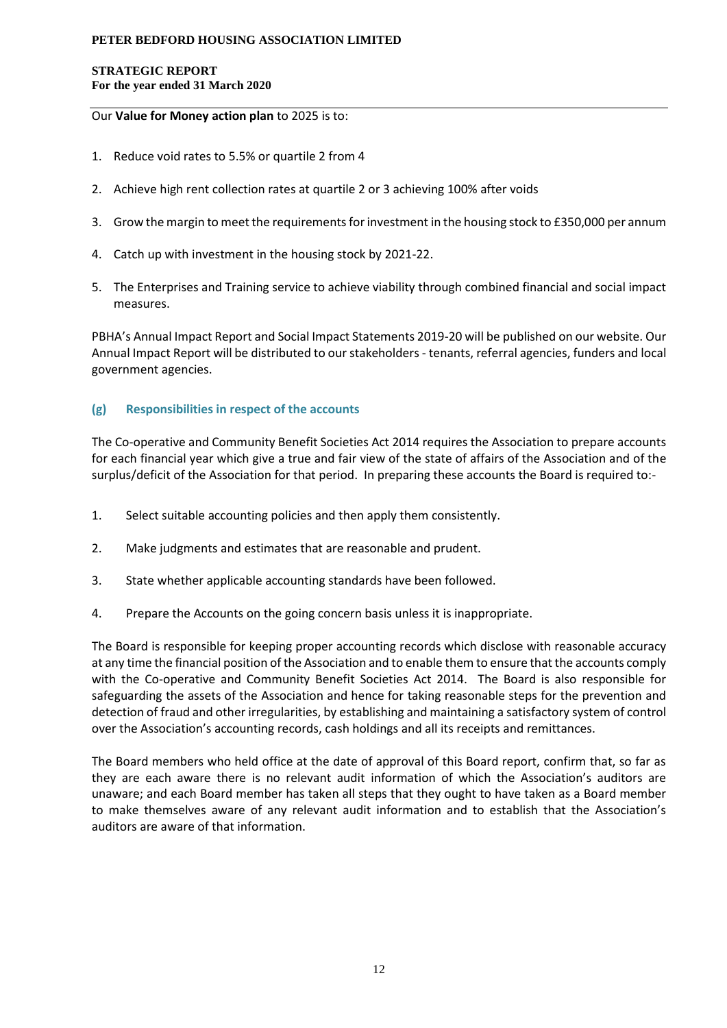Our **Value for Money action plan** to 2025 is to:

1. Reduce void rates to 5.5% or quartile 2 from 4
2. Achieve high rent collection rates at quartile 2 or 3 achieving 100% after voids
3. Grow the margin to meet the requirements for investment in the housing stock to £350,000 per annum
4. Catch up with investment in the housing stock by 2021-22.
5. The Enterprises and Training service to achieve viability through combined financial and social impact measures.

PBHA's Annual Impact Report and Social Impact Statements 2019-20 will be published on our website. Our Annual Impact Report will be distributed to our stakeholders - tenants, referral agencies, funders and local government agencies.

### (g) Responsibilities in respect of the accounts

The Co-operative and Community Benefit Societies Act 2014 requires the Association to prepare accounts for each financial year which give a true and fair view of the state of affairs of the Association and of the surplus/deficit of the Association for that period. In preparing these accounts the Board is required to:-

1. Select suitable accounting policies and then apply them consistently.
2. Make judgments and estimates that are reasonable and prudent.
3. State whether applicable accounting standards have been followed.
4. Prepare the Accounts on the going concern basis unless it is inappropriate.

The Board is responsible for keeping proper accounting records which disclose with reasonable accuracy at any time the financial position of the Association and to enable them to ensure that the accounts comply with the Co-operative and Community Benefit Societies Act 2014. The Board is also responsible for safeguarding the assets of the Association and hence for taking reasonable steps for the prevention and detection of fraud and other irregularities, by establishing and maintaining a satisfactory system of control over the Association's accounting records, cash holdings and all its receipts and remittances.

The Board members who held office at the date of approval of this Board report, confirm that, so far as they are each aware there is no relevant audit information of which the Association's auditors are unaware; and each Board member has taken all steps that they ought to have taken as a Board member to make themselves aware of any relevant audit information and to establish that the Association's auditors are aware of that information.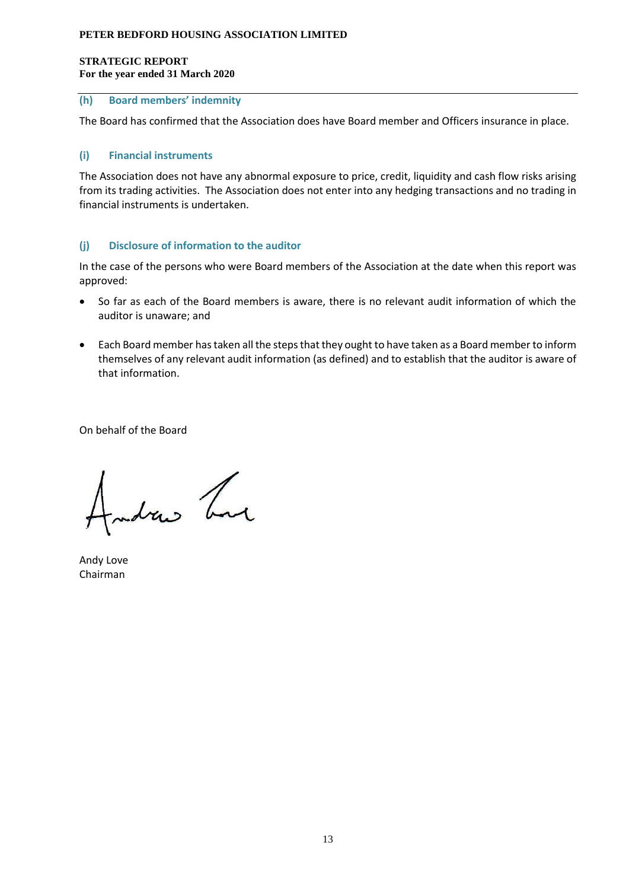### (h) Board members' indemnity

The Board has confirmed that the Association does have Board member and Officers insurance in place.

### (i) Financial instruments

The Association does not have any abnormal exposure to price, credit, liquidity and cash flow risks arising from its trading activities. The Association does not enter into any hedging transactions and no trading in financial instruments is undertaken.

### (j) Disclosure of information to the auditor

In the case of the persons who were Board members of the Association at the date when this report was approved:

- So far as each of the Board members is aware, there is no relevant audit information of which the auditor is unaware; and
- Each Board member has taken all the steps that they ought to have taken as a Board member to inform themselves of any relevant audit information (as defined) and to establish that the auditor is aware of that information.

On behalf of the Board

Andy Love
Chairman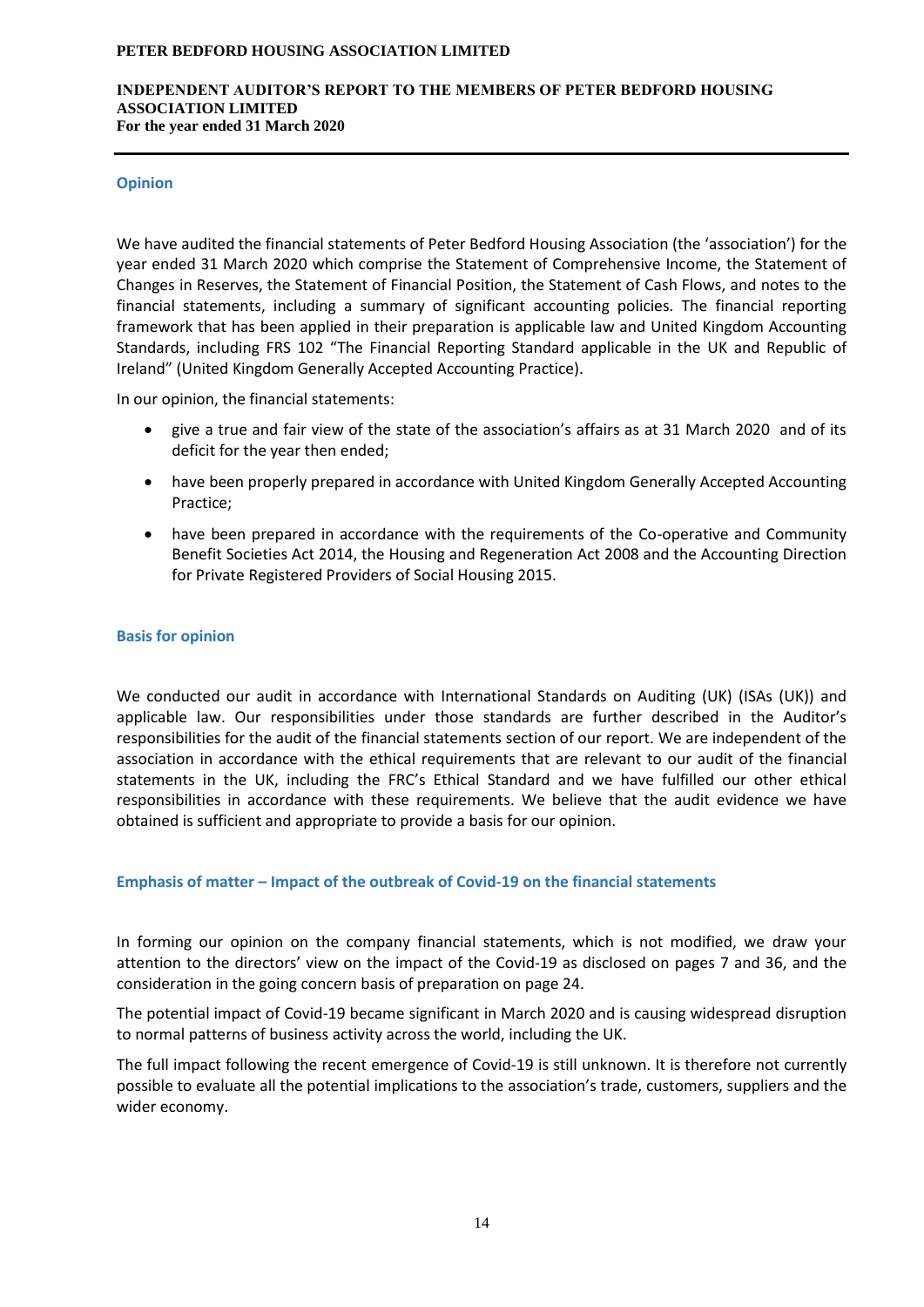## INDEPENDENT AUDITOR'S REPORT TO THE MEMBERS OF PETER BEDFORD HOUSING ASSOCIATION LIMITED

**For the year ended 31 March 2020**

### Opinion

We have audited the financial statements of Peter Bedford Housing Association (the 'association') for the year ended 31 March 2020 which comprise the Statement of Comprehensive Income, the Statement of Changes in Reserves, the Statement of Financial Position, the Statement of Cash Flows, and notes to the financial statements, including a summary of significant accounting policies. The financial reporting framework that has been applied in their preparation is applicable law and United Kingdom Accounting Standards, including FRS 102 "The Financial Reporting Standard applicable in the UK and Republic of Ireland" (United Kingdom Generally Accepted Accounting Practice).

In our opinion, the financial statements:

- give a true and fair view of the state of the association's affairs as at 31 March 2020 and of its deficit for the year then ended;
- have been properly prepared in accordance with United Kingdom Generally Accepted Accounting Practice;
- have been prepared in accordance with the requirements of the Co-operative and Community Benefit Societies Act 2014, the Housing and Regeneration Act 2008 and the Accounting Direction for Private Registered Providers of Social Housing 2015.

### Basis for opinion

We conducted our audit in accordance with International Standards on Auditing (UK) (ISAs (UK)) and applicable law. Our responsibilities under those standards are further described in the Auditor's responsibilities for the audit of the financial statements section of our report. We are independent of the association in accordance with the ethical requirements that are relevant to our audit of the financial statements in the UK, including the FRC's Ethical Standard and we have fulfilled our other ethical responsibilities in accordance with these requirements. We believe that the audit evidence we have obtained is sufficient and appropriate to provide a basis for our opinion.

### Emphasis of matter – Impact of the outbreak of Covid-19 on the financial statements

In forming our opinion on the company financial statements, which is not modified, we draw your attention to the directors' view on the impact of the Covid-19 as disclosed on pages 7 and 36, and the consideration in the going concern basis of preparation on page 24.

The potential impact of Covid-19 became significant in March 2020 and is causing widespread disruption to normal patterns of business activity across the world, including the UK.

The full impact following the recent emergence of Covid-19 is still unknown. It is therefore not currently possible to evaluate all the potential implications to the association's trade, customers, suppliers and the wider economy.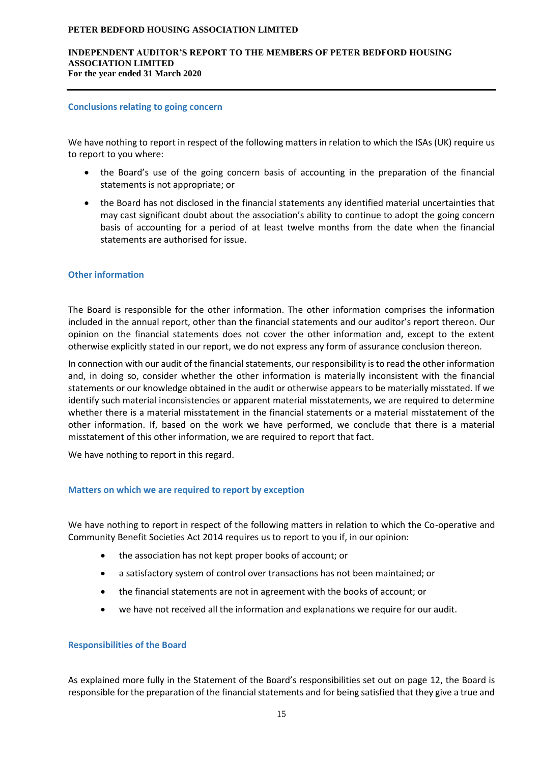### Conclusions relating to going concern

We have nothing to report in respect of the following matters in relation to which the ISAs (UK) require us to report to you where:

- the Board's use of the going concern basis of accounting in the preparation of the financial statements is not appropriate; or
- the Board has not disclosed in the financial statements any identified material uncertainties that may cast significant doubt about the association's ability to continue to adopt the going concern basis of accounting for a period of at least twelve months from the date when the financial statements are authorised for issue.

### Other information

The Board is responsible for the other information. The other information comprises the information included in the annual report, other than the financial statements and our auditor's report thereon. Our opinion on the financial statements does not cover the other information and, except to the extent otherwise explicitly stated in our report, we do not express any form of assurance conclusion thereon.

In connection with our audit of the financial statements, our responsibility is to read the other information and, in doing so, consider whether the other information is materially inconsistent with the financial statements or our knowledge obtained in the audit or otherwise appears to be materially misstated. If we identify such material inconsistencies or apparent material misstatements, we are required to determine whether there is a material misstatement in the financial statements or a material misstatement of the other information. If, based on the work we have performed, we conclude that there is a material misstatement of this other information, we are required to report that fact.

We have nothing to report in this regard.

### Matters on which we are required to report by exception

We have nothing to report in respect of the following matters in relation to which the Co-operative and Community Benefit Societies Act 2014 requires us to report to you if, in our opinion:

- the association has not kept proper books of account; or
- a satisfactory system of control over transactions has not been maintained; or
- the financial statements are not in agreement with the books of account; or
- we have not received all the information and explanations we require for our audit.

### Responsibilities of the Board

As explained more fully in the Statement of the Board's responsibilities set out on page 12, the Board is responsible for the preparation of the financial statements and for being satisfied that they give a true and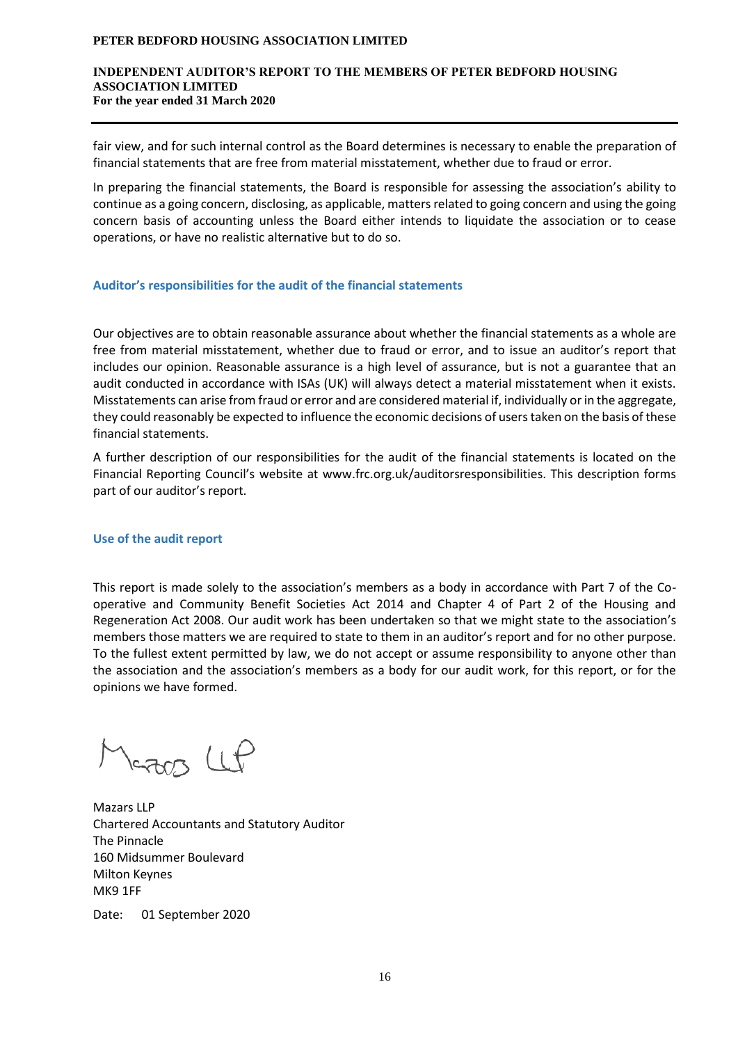fair view, and for such internal control as the Board determines is necessary to enable the preparation of financial statements that are free from material misstatement, whether due to fraud or error.

In preparing the financial statements, the Board is responsible for assessing the association's ability to continue as a going concern, disclosing, as applicable, matters related to going concern and using the going concern basis of accounting unless the Board either intends to liquidate the association or to cease operations, or have no realistic alternative but to do so.

## Auditor's responsibilities for the audit of the financial statements

Our objectives are to obtain reasonable assurance about whether the financial statements as a whole are free from material misstatement, whether due to fraud or error, and to issue an auditor's report that includes our opinion. Reasonable assurance is a high level of assurance, but is not a guarantee that an audit conducted in accordance with ISAs (UK) will always detect a material misstatement when it exists. Misstatements can arise from fraud or error and are considered material if, individually or in the aggregate, they could reasonably be expected to influence the economic decisions of users taken on the basis of these financial statements.

A further description of our responsibilities for the audit of the financial statements is located on the Financial Reporting Council's website at www.frc.org.uk/auditorsresponsibilities. This description forms part of our auditor's report.

## Use of the audit report

This report is made solely to the association's members as a body in accordance with Part 7 of the Co-operative and Community Benefit Societies Act 2014 and Chapter 4 of Part 2 of the Housing and Regeneration Act 2008. Our audit work has been undertaken so that we might state to the association's members those matters we are required to state to them in an auditor's report and for no other purpose. To the fullest extent permitted by law, we do not accept or assume responsibility to anyone other than the association and the association's members as a body for our audit work, for this report, or for the opinions we have formed.

Mazars LLP

Mazars LLP
Chartered Accountants and Statutory Auditor
The Pinnacle
160 Midsummer Boulevard
Milton Keynes
MK9 1FF

Date: 01 September 2020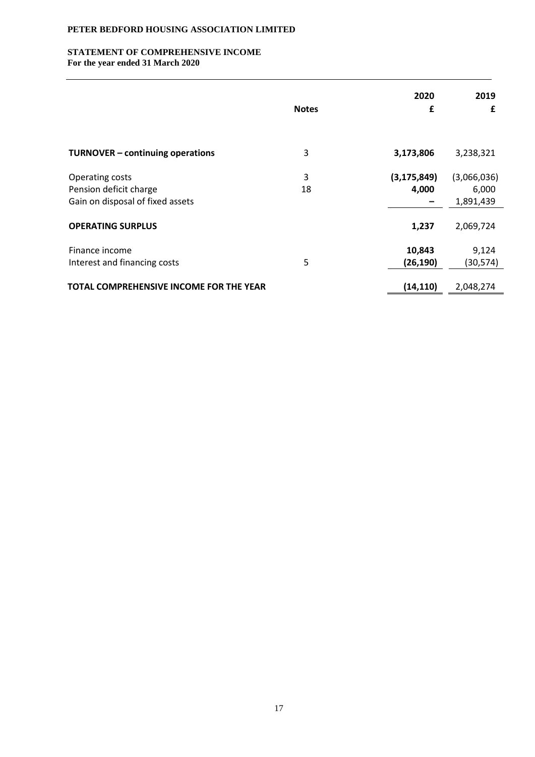**PETER BEDFORD HOUSING ASSOCIATION LIMITED**

**STATEMENT OF COMPREHENSIVE INCOME**
**For the year ended 31 March 2020**

| | Notes | 2020 £ | 2019 £ |
|---|---|---|---|
| **TURNOVER – continuing operations** | 3 | **3,173,806** | 3,238,321 |
| Operating costs | 3 | **(3,175,849)** | (3,066,036) |
| Pension deficit charge | 18 | **4,000** | 6,000 |
| Gain on disposal of fixed assets | | **–** | 1,891,439 |
| **OPERATING SURPLUS** | | **1,237** | 2,069,724 |
| Finance income | | **10,843** | 9,124 |
| Interest and financing costs | 5 | **(26,190)** | (30,574) |
| **TOTAL COMPREHENSIVE INCOME FOR THE YEAR** | | **(14,110)** | 2,048,274 |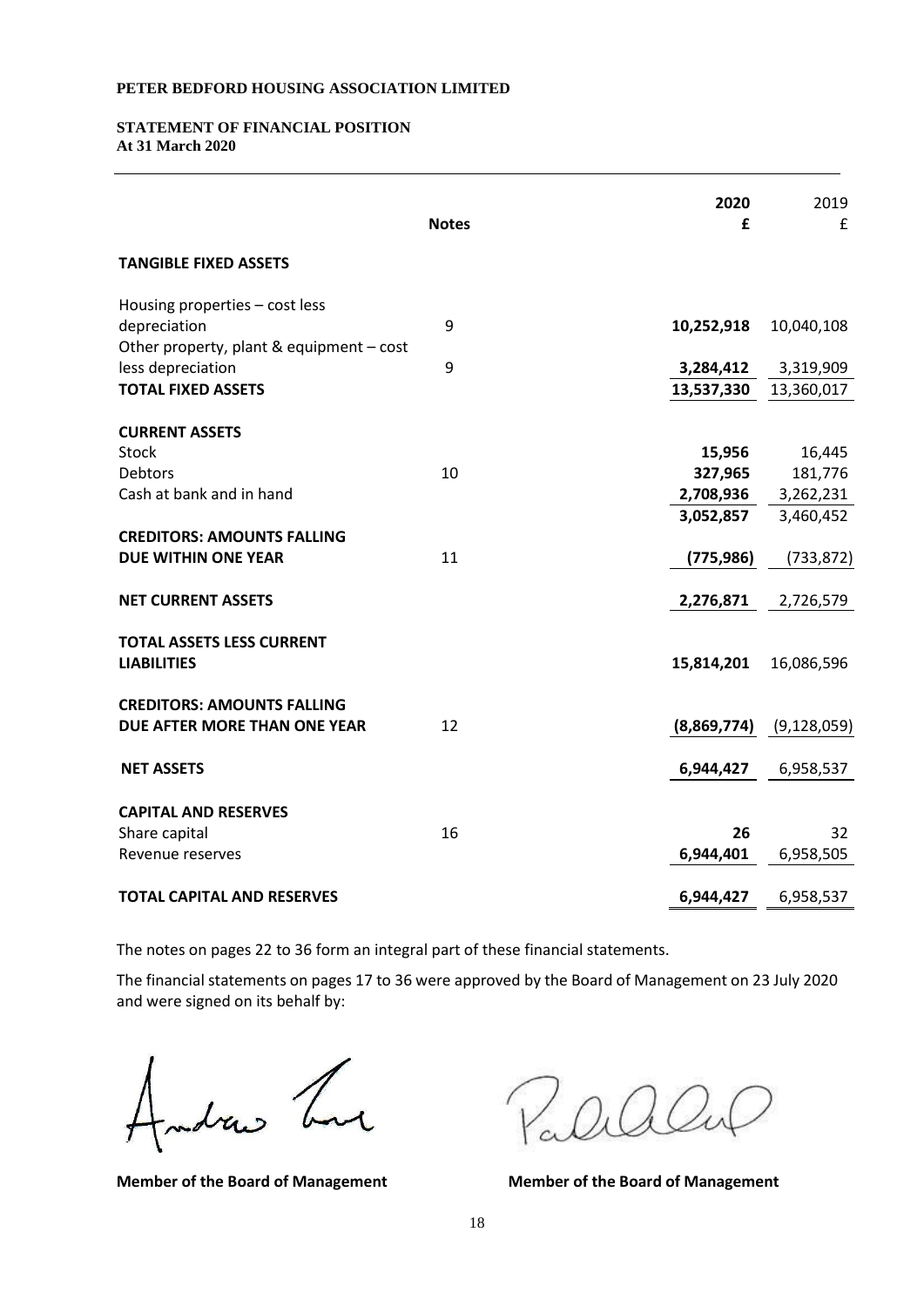**PETER BEDFORD HOUSING ASSOCIATION LIMITED**

**STATEMENT OF FINANCIAL POSITION**
**At 31 March 2020**

| | Notes | 2020 £ | 2019 £ |
|---|---|---|---|
| **TANGIBLE FIXED ASSETS** | | | |
| Housing properties – cost less depreciation | 9 | **10,252,918** | 10,040,108 |
| Other property, plant & equipment – cost less depreciation | 9 | **3,284,412** | 3,319,909 |
| **TOTAL FIXED ASSETS** | | **13,537,330** | 13,360,017 |
| **CURRENT ASSETS** | | | |
| Stock | | **15,956** | 16,445 |
| Debtors | 10 | **327,965** | 181,776 |
| Cash at bank and in hand | | **2,708,936** | 3,262,231 |
| | | **3,052,857** | 3,460,452 |
| **CREDITORS: AMOUNTS FALLING DUE WITHIN ONE YEAR** | 11 | **(775,986)** | (733,872) |
| **NET CURRENT ASSETS** | | **2,276,871** | 2,726,579 |
| **TOTAL ASSETS LESS CURRENT LIABILITIES** | | **15,814,201** | 16,086,596 |
| **CREDITORS: AMOUNTS FALLING DUE AFTER MORE THAN ONE YEAR** | 12 | **(8,869,774)** | (9,128,059) |
| **NET ASSETS** | | **6,944,427** | 6,958,537 |
| **CAPITAL AND RESERVES** | | | |
| Share capital | 16 | **26** | 32 |
| Revenue reserves | | **6,944,401** | 6,958,505 |
| **TOTAL CAPITAL AND RESERVES** | | **6,944,427** | 6,958,537 |

The notes on pages 22 to 36 form an integral part of these financial statements.

The financial statements on pages 17 to 36 were approved by the Board of Management on 23 July 2020 and were signed on its behalf by:

**Member of the Board of Management**

**Member of the Board of Management**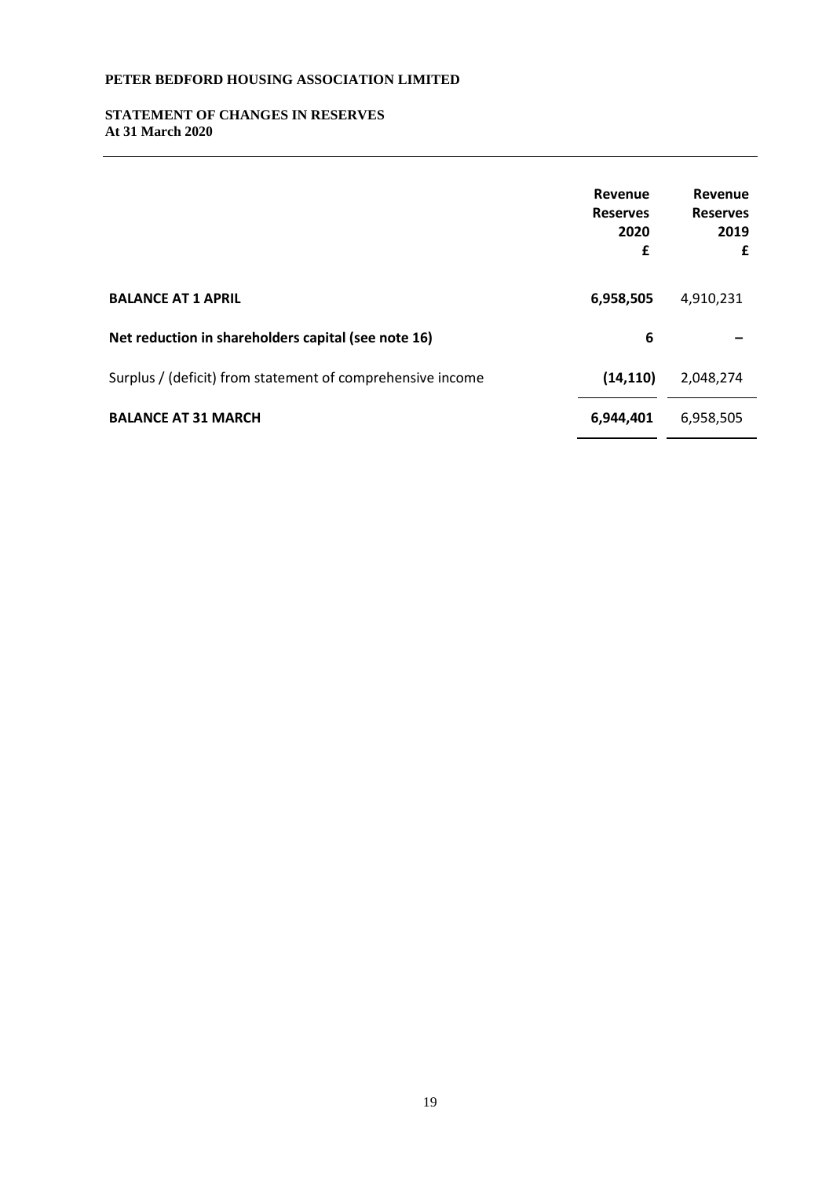**PETER BEDFORD HOUSING ASSOCIATION LIMITED**

**STATEMENT OF CHANGES IN RESERVES**
**At 31 March 2020**

| | Revenue Reserves 2020 £ | Revenue Reserves 2019 £ |
|---|---|---|
| **BALANCE AT 1 APRIL** | **6,958,505** | 4,910,231 |
| **Net reduction in shareholders capital (see note 16)** | **6** | **–** |
| Surplus / (deficit) from statement of comprehensive income | **(14,110)** | 2,048,274 |
| **BALANCE AT 31 MARCH** | **6,944,401** | 6,958,505 |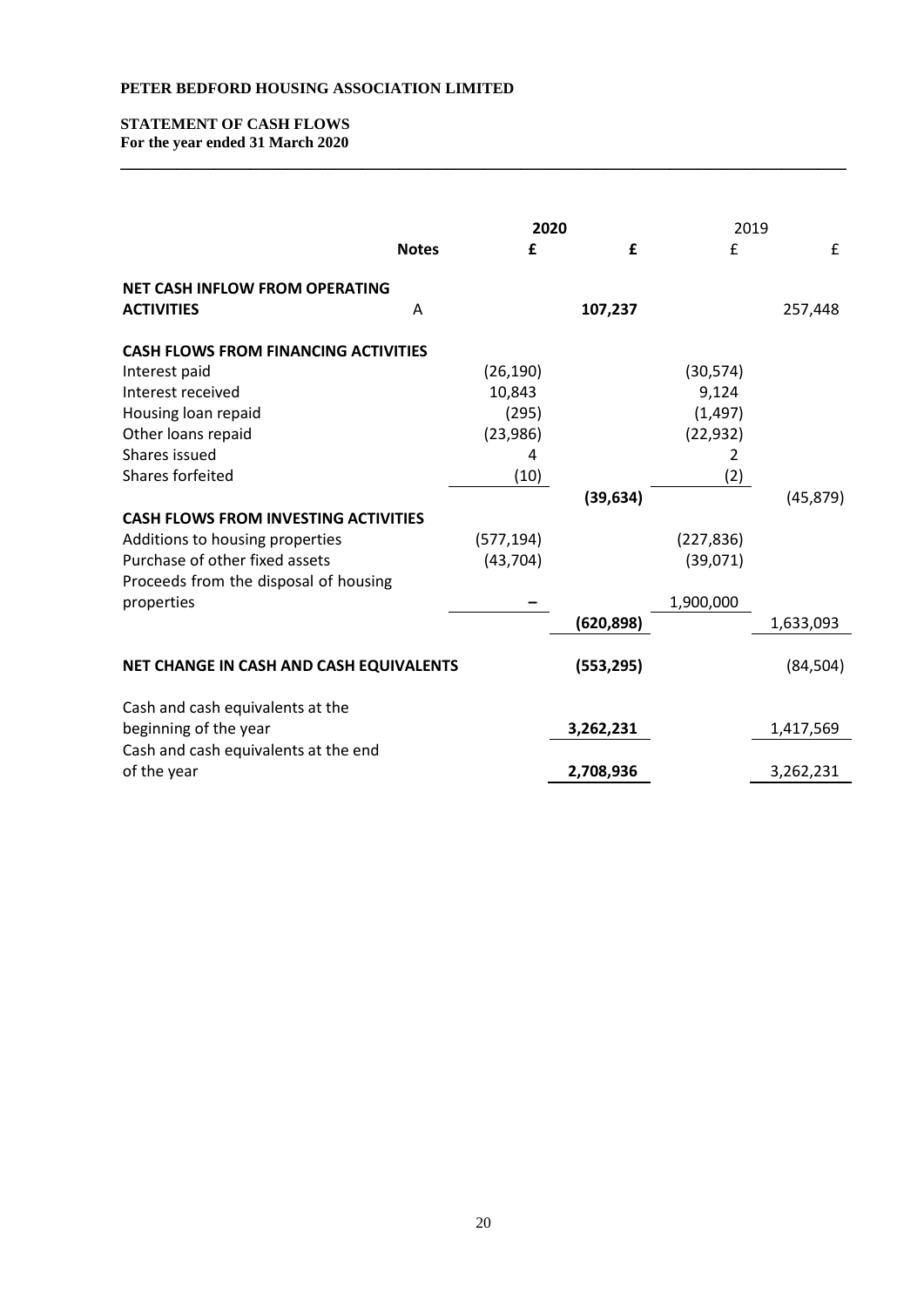**PETER BEDFORD HOUSING ASSOCIATION LIMITED**

**STATEMENT OF CASH FLOWS**
**For the year ended 31 March 2020**

| | Notes | 2020 £ | 2020 £ | 2019 £ | 2019 £ |
|---|---|---|---|---|---|
| **NET CASH INFLOW FROM OPERATING ACTIVITIES** | A | | **107,237** | | 257,448 |
| **CASH FLOWS FROM FINANCING ACTIVITIES** | | | | | |
| Interest paid | | (26,190) | | (30,574) | |
| Interest received | | 10,843 | | 9,124 | |
| Housing loan repaid | | (295) | | (1,497) | |
| Other loans repaid | | (23,986) | | (22,932) | |
| Shares issued | | 4 | | 2 | |
| Shares forfeited | | (10) | | (2) | |
| | | | **(39,634)** | | (45,879) |
| **CASH FLOWS FROM INVESTING ACTIVITIES** | | | | | |
| Additions to housing properties | | (577,194) | | (227,836) | |
| Purchase of other fixed assets | | (43,704) | | (39,071) | |
| Proceeds from the disposal of housing properties | | – | | 1,900,000 | |
| | | | **(620,898)** | | 1,633,093 |
| **NET CHANGE IN CASH AND CASH EQUIVALENTS** | | | **(553,295)** | | (84,504) |
| Cash and cash equivalents at the beginning of the year | | | **3,262,231** | | 1,417,569 |
| Cash and cash equivalents at the end of the year | | | **2,708,936** | | 3,262,231 |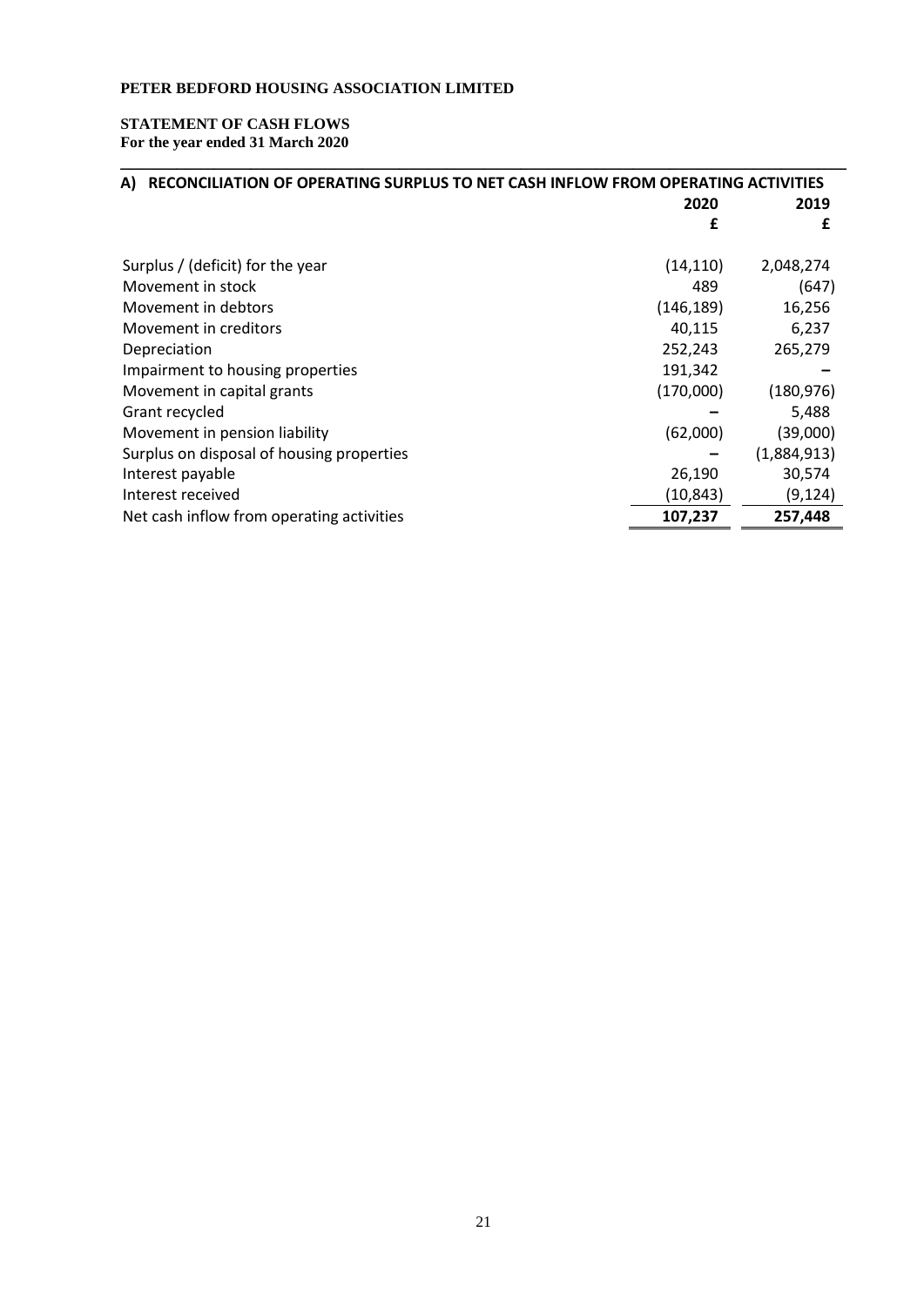**PETER BEDFORD HOUSING ASSOCIATION LIMITED**

**STATEMENT OF CASH FLOWS**
**For the year ended 31 March 2020**

**A) RECONCILIATION OF OPERATING SURPLUS TO NET CASH INFLOW FROM OPERATING ACTIVITIES**

| | 2020 | 2019 |
|---|---|---|
| | £ | £ |
| Surplus / (deficit) for the year | (14,110) | 2,048,274 |
| Movement in stock | 489 | (647) |
| Movement in debtors | (146,189) | 16,256 |
| Movement in creditors | 40,115 | 6,237 |
| Depreciation | 252,243 | 265,279 |
| Impairment to housing properties | 191,342 | – |
| Movement in capital grants | (170,000) | (180,976) |
| Grant recycled | – | 5,488 |
| Movement in pension liability | (62,000) | (39,000) |
| Surplus on disposal of housing properties | – | (1,884,913) |
| Interest payable | 26,190 | 30,574 |
| Interest received | (10,843) | (9,124) |
| Net cash inflow from operating activities | **107,237** | **257,448** |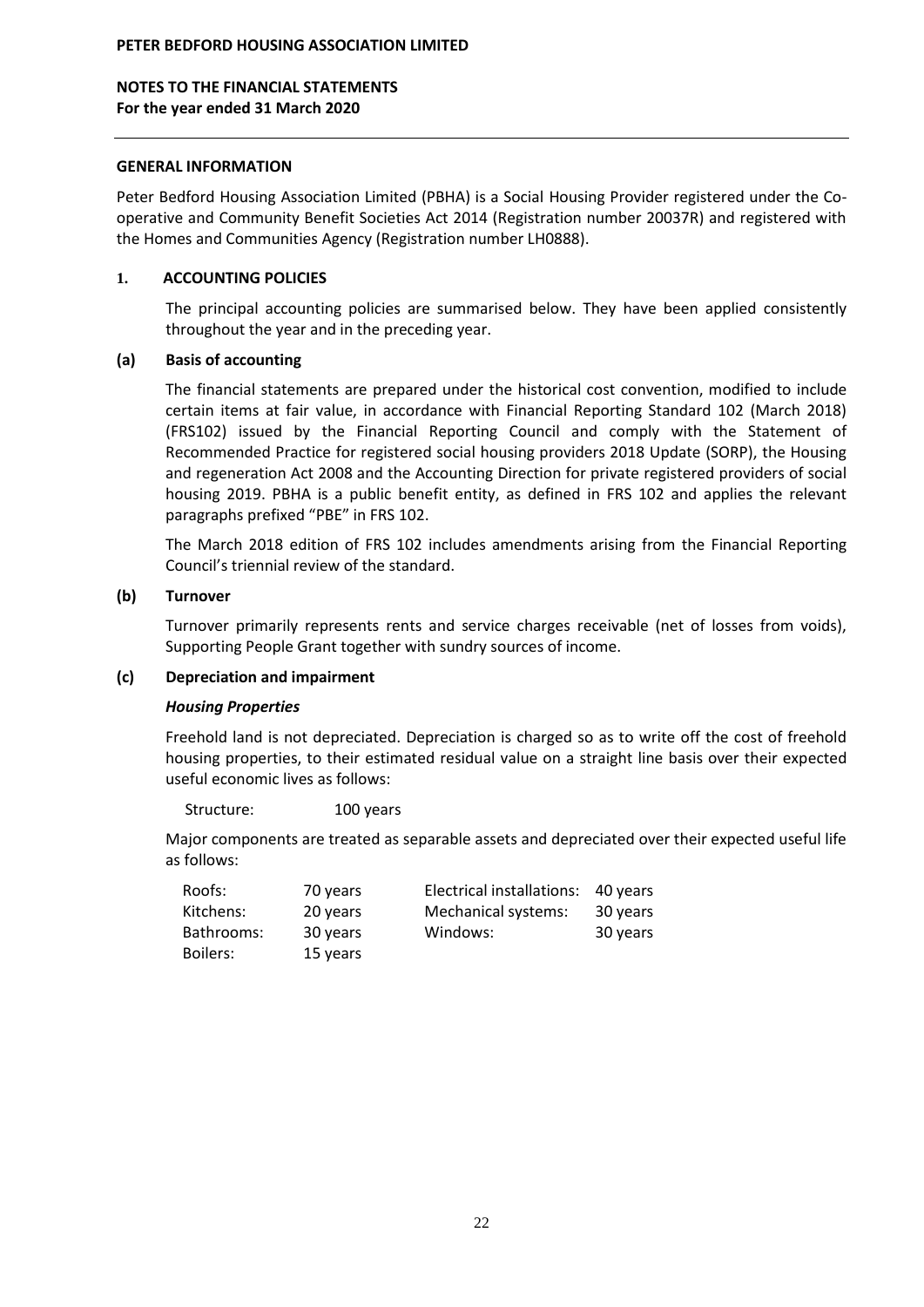**PETER BEDFORD HOUSING ASSOCIATION LIMITED**

**NOTES TO THE FINANCIAL STATEMENTS**
**For the year ended 31 March 2020**

### GENERAL INFORMATION

Peter Bedford Housing Association Limited (PBHA) is a Social Housing Provider registered under the Co-operative and Community Benefit Societies Act 2014 (Registration number 20037R) and registered with the Homes and Communities Agency (Registration number LH0888).

### 1. ACCOUNTING POLICIES

The principal accounting policies are summarised below. They have been applied consistently throughout the year and in the preceding year.

#### (a) Basis of accounting

The financial statements are prepared under the historical cost convention, modified to include certain items at fair value, in accordance with Financial Reporting Standard 102 (March 2018) (FRS102) issued by the Financial Reporting Council and comply with the Statement of Recommended Practice for registered social housing providers 2018 Update (SORP), the Housing and regeneration Act 2008 and the Accounting Direction for private registered providers of social housing 2019. PBHA is a public benefit entity, as defined in FRS 102 and applies the relevant paragraphs prefixed "PBE" in FRS 102.

The March 2018 edition of FRS 102 includes amendments arising from the Financial Reporting Council's triennial review of the standard.

#### (b) Turnover

Turnover primarily represents rents and service charges receivable (net of losses from voids), Supporting People Grant together with sundry sources of income.

#### (c) Depreciation and impairment

***Housing Properties***

Freehold land is not depreciated. Depreciation is charged so as to write off the cost of freehold housing properties, to their estimated residual value on a straight line basis over their expected useful economic lives as follows:

Structure: 100 years

Major components are treated as separable assets and depreciated over their expected useful life as follows:

| | | | |
|---|---|---|---|
| Roofs: | 70 years | Electrical installations: | 40 years |
| Kitchens: | 20 years | Mechanical systems: | 30 years |
| Bathrooms: | 30 years | Windows: | 30 years |
| Boilers: | 15 years | | |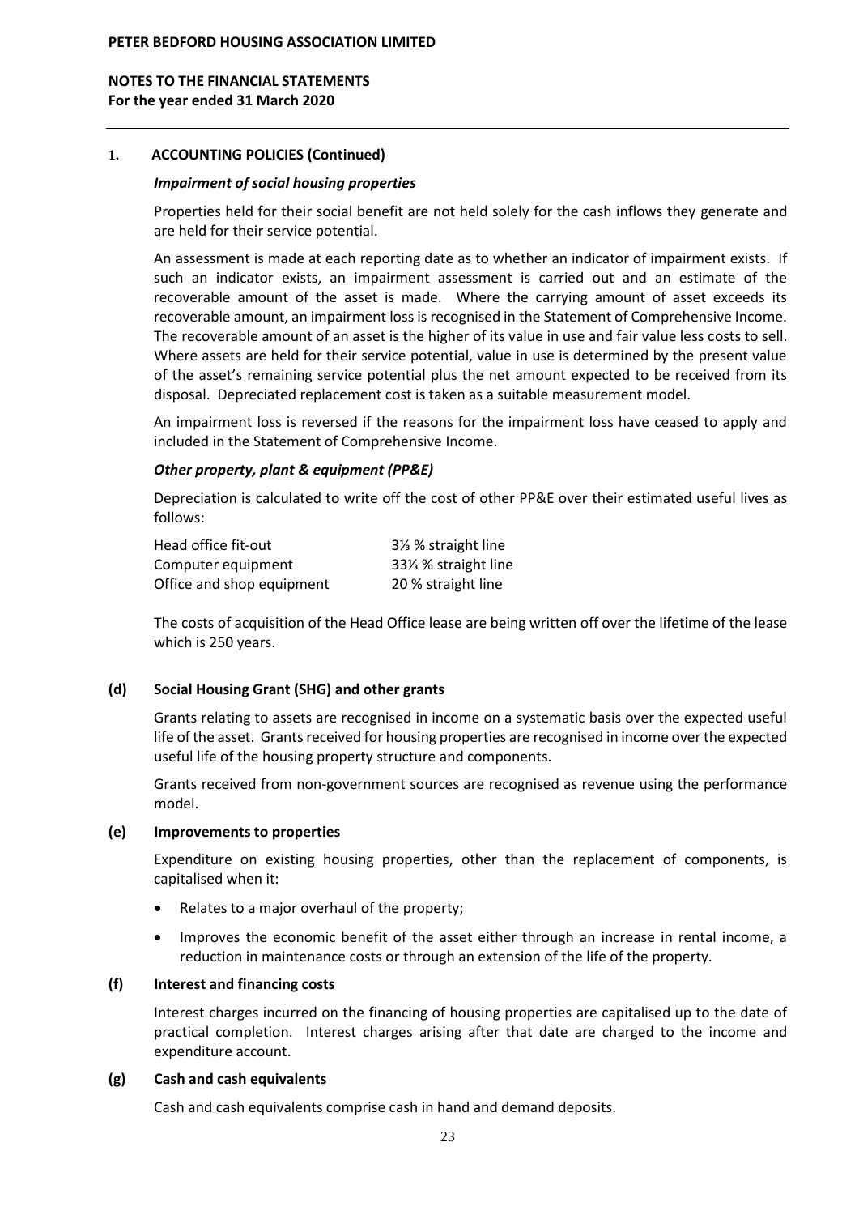## 1. ACCOUNTING POLICIES (Continued)

### *Impairment of social housing properties*

Properties held for their social benefit are not held solely for the cash inflows they generate and are held for their service potential.

An assessment is made at each reporting date as to whether an indicator of impairment exists. If such an indicator exists, an impairment assessment is carried out and an estimate of the recoverable amount of the asset is made. Where the carrying amount of asset exceeds its recoverable amount, an impairment loss is recognised in the Statement of Comprehensive Income. The recoverable amount of an asset is the higher of its value in use and fair value less costs to sell. Where assets are held for their service potential, value in use is determined by the present value of the asset's remaining service potential plus the net amount expected to be received from its disposal. Depreciated replacement cost is taken as a suitable measurement model.

An impairment loss is reversed if the reasons for the impairment loss have ceased to apply and included in the Statement of Comprehensive Income.

### *Other property, plant & equipment (PP&E)*

Depreciation is calculated to write off the cost of other PP&E over their estimated useful lives as follows:

| | |
|---|---|
| Head office fit-out | 3⅓ % straight line |
| Computer equipment | 33⅓ % straight line |
| Office and shop equipment | 20 % straight line |

The costs of acquisition of the Head Office lease are being written off over the lifetime of the lease which is 250 years.

## (d) Social Housing Grant (SHG) and other grants

Grants relating to assets are recognised in income on a systematic basis over the expected useful life of the asset. Grants received for housing properties are recognised in income over the expected useful life of the housing property structure and components.

Grants received from non-government sources are recognised as revenue using the performance model.

## (e) Improvements to properties

Expenditure on existing housing properties, other than the replacement of components, is capitalised when it:

- Relates to a major overhaul of the property;
- Improves the economic benefit of the asset either through an increase in rental income, a reduction in maintenance costs or through an extension of the life of the property.

## (f) Interest and financing costs

Interest charges incurred on the financing of housing properties are capitalised up to the date of practical completion. Interest charges arising after that date are charged to the income and expenditure account.

## (g) Cash and cash equivalents

Cash and cash equivalents comprise cash in hand and demand deposits.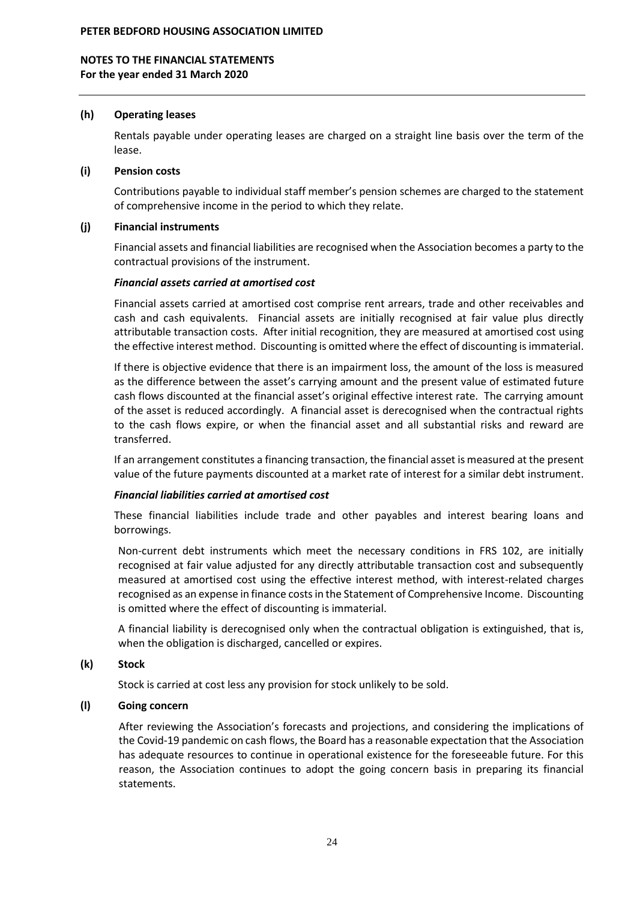### (h) Operating leases

Rentals payable under operating leases are charged on a straight line basis over the term of the lease.

### (i) Pension costs

Contributions payable to individual staff member's pension schemes are charged to the statement of comprehensive income in the period to which they relate.

### (j) Financial instruments

Financial assets and financial liabilities are recognised when the Association becomes a party to the contractual provisions of the instrument.

***Financial assets carried at amortised cost***

Financial assets carried at amortised cost comprise rent arrears, trade and other receivables and cash and cash equivalents. Financial assets are initially recognised at fair value plus directly attributable transaction costs. After initial recognition, they are measured at amortised cost using the effective interest method. Discounting is omitted where the effect of discounting is immaterial.

If there is objective evidence that there is an impairment loss, the amount of the loss is measured as the difference between the asset's carrying amount and the present value of estimated future cash flows discounted at the financial asset's original effective interest rate. The carrying amount of the asset is reduced accordingly. A financial asset is derecognised when the contractual rights to the cash flows expire, or when the financial asset and all substantial risks and reward are transferred.

If an arrangement constitutes a financing transaction, the financial asset is measured at the present value of the future payments discounted at a market rate of interest for a similar debt instrument.

***Financial liabilities carried at amortised cost***

These financial liabilities include trade and other payables and interest bearing loans and borrowings.

Non-current debt instruments which meet the necessary conditions in FRS 102, are initially recognised at fair value adjusted for any directly attributable transaction cost and subsequently measured at amortised cost using the effective interest method, with interest-related charges recognised as an expense in finance costs in the Statement of Comprehensive Income. Discounting is omitted where the effect of discounting is immaterial.

A financial liability is derecognised only when the contractual obligation is extinguished, that is, when the obligation is discharged, cancelled or expires.

### (k) Stock

Stock is carried at cost less any provision for stock unlikely to be sold.

### (l) Going concern

After reviewing the Association's forecasts and projections, and considering the implications of the Covid-19 pandemic on cash flows, the Board has a reasonable expectation that the Association has adequate resources to continue in operational existence for the foreseeable future. For this reason, the Association continues to adopt the going concern basis in preparing its financial statements.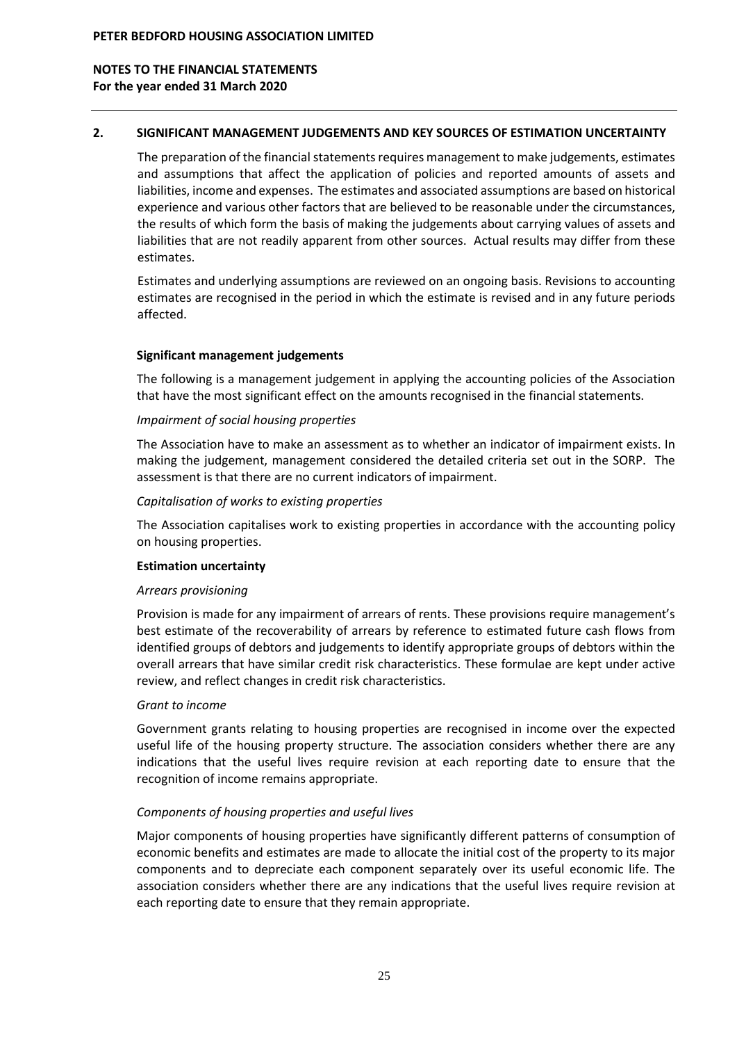## 2. SIGNIFICANT MANAGEMENT JUDGEMENTS AND KEY SOURCES OF ESTIMATION UNCERTAINTY

The preparation of the financial statements requires management to make judgements, estimates and assumptions that affect the application of policies and reported amounts of assets and liabilities, income and expenses. The estimates and associated assumptions are based on historical experience and various other factors that are believed to be reasonable under the circumstances, the results of which form the basis of making the judgements about carrying values of assets and liabilities that are not readily apparent from other sources. Actual results may differ from these estimates.

Estimates and underlying assumptions are reviewed on an ongoing basis. Revisions to accounting estimates are recognised in the period in which the estimate is revised and in any future periods affected.

### Significant management judgements

The following is a management judgement in applying the accounting policies of the Association that have the most significant effect on the amounts recognised in the financial statements.

*Impairment of social housing properties*

The Association have to make an assessment as to whether an indicator of impairment exists. In making the judgement, management considered the detailed criteria set out in the SORP. The assessment is that there are no current indicators of impairment.

*Capitalisation of works to existing properties*

The Association capitalises work to existing properties in accordance with the accounting policy on housing properties.

### Estimation uncertainty

*Arrears provisioning*

Provision is made for any impairment of arrears of rents. These provisions require management's best estimate of the recoverability of arrears by reference to estimated future cash flows from identified groups of debtors and judgements to identify appropriate groups of debtors within the overall arrears that have similar credit risk characteristics. These formulae are kept under active review, and reflect changes in credit risk characteristics.

*Grant to income*

Government grants relating to housing properties are recognised in income over the expected useful life of the housing property structure. The association considers whether there are any indications that the useful lives require revision at each reporting date to ensure that the recognition of income remains appropriate.

*Components of housing properties and useful lives*

Major components of housing properties have significantly different patterns of consumption of economic benefits and estimates are made to allocate the initial cost of the property to its major components and to depreciate each component separately over its useful economic life. The association considers whether there are any indications that the useful lives require revision at each reporting date to ensure that they remain appropriate.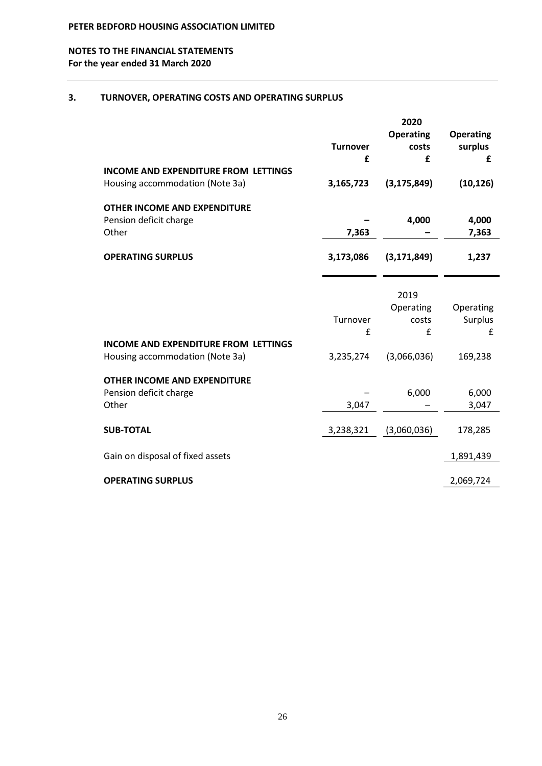**PETER BEDFORD HOUSING ASSOCIATION LIMITED**

**NOTES TO THE FINANCIAL STATEMENTS**
**For the year ended 31 March 2020**

## 3. TURNOVER, OPERATING COSTS AND OPERATING SURPLUS

| | **Turnover** | **2020 Operating costs** | **Operating surplus** |
|---|---|---|---|
| | **£** | **£** | **£** |
| **INCOME AND EXPENDITURE FROM LETTINGS** | | | |
| Housing accommodation (Note 3a) | **3,165,723** | **(3,175,849)** | **(10,126)** |
| **OTHER INCOME AND EXPENDITURE** | | | |
| Pension deficit charge | **–** | **4,000** | **4,000** |
| Other | **7,363** | **–** | **7,363** |
| **OPERATING SURPLUS** | **3,173,086** | **(3,171,849)** | **1,237** |

| | Turnover | 2019 Operating costs | Operating Surplus |
|---|---|---|---|
| | £ | £ | £ |
| **INCOME AND EXPENDITURE FROM LETTINGS** | | | |
| Housing accommodation (Note 3a) | 3,235,274 | (3,066,036) | 169,238 |
| **OTHER INCOME AND EXPENDITURE** | | | |
| Pension deficit charge | – | 6,000 | 6,000 |
| Other | 3,047 | – | 3,047 |
| **SUB-TOTAL** | 3,238,321 | (3,060,036) | 178,285 |
| Gain on disposal of fixed assets | | | 1,891,439 |
| **OPERATING SURPLUS** | | | 2,069,724 |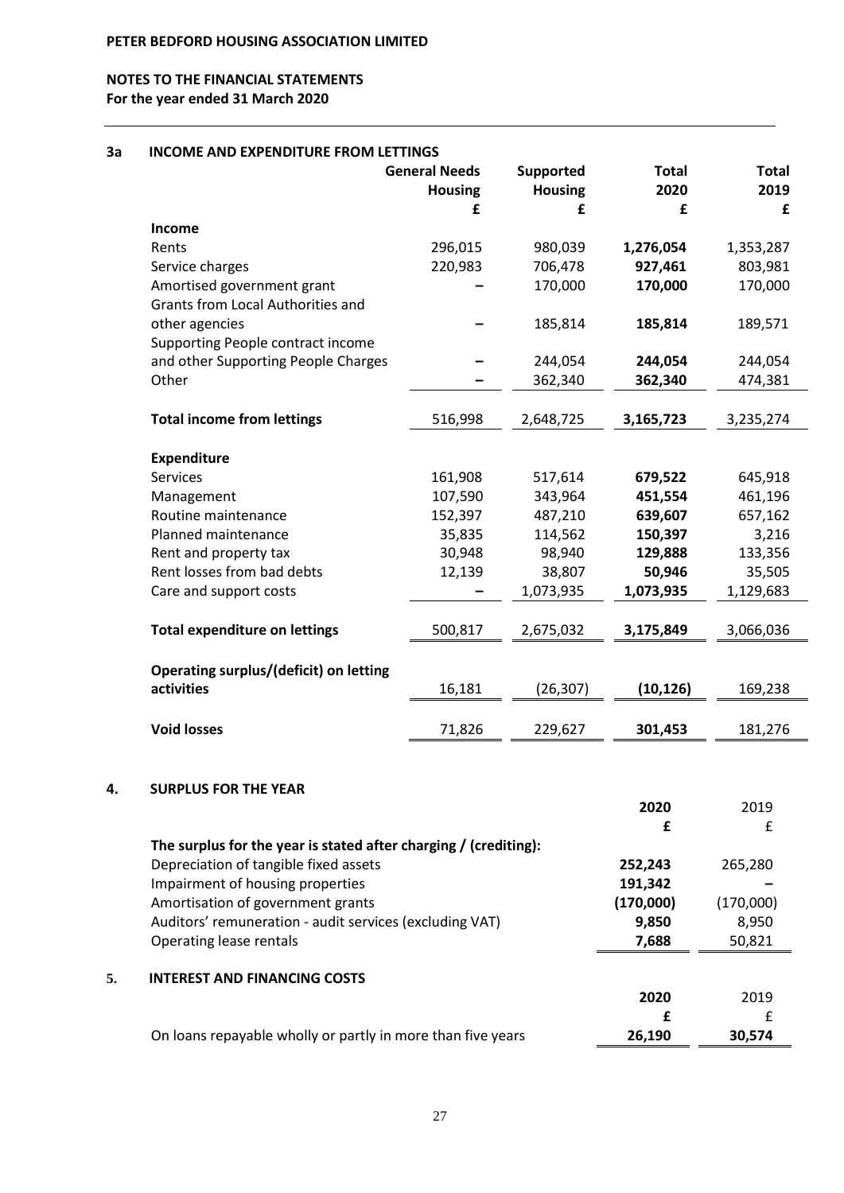PETER BEDFORD HOUSING ASSOCIATION LIMITED

**NOTES TO THE FINANCIAL STATEMENTS**
**For the year ended 31 March 2020**

### 3a INCOME AND EXPENDITURE FROM LETTINGS

| | General Needs Housing £ | Supported Housing £ | Total 2020 £ | Total 2019 £ |
|---|---|---|---|---|
| **Income** | | | | |
| Rents | 296,015 | 980,039 | **1,276,054** | 1,353,287 |
| Service charges | 220,983 | 706,478 | **927,461** | 803,981 |
| Amortised government grant | – | 170,000 | **170,000** | 170,000 |
| Grants from Local Authorities and other agencies | – | 185,814 | **185,814** | 189,571 |
| Supporting People contract income and other Supporting People Charges | – | 244,054 | **244,054** | 244,054 |
| Other | – | 362,340 | **362,340** | 474,381 |
| **Total income from lettings** | 516,998 | 2,648,725 | **3,165,723** | 3,235,274 |
| **Expenditure** | | | | |
| Services | 161,908 | 517,614 | **679,522** | 645,918 |
| Management | 107,590 | 343,964 | **451,554** | 461,196 |
| Routine maintenance | 152,397 | 487,210 | **639,607** | 657,162 |
| Planned maintenance | 35,835 | 114,562 | **150,397** | 3,216 |
| Rent and property tax | 30,948 | 98,940 | **129,888** | 133,356 |
| Rent losses from bad debts | 12,139 | 38,807 | **50,946** | 35,505 |
| Care and support costs | – | 1,073,935 | **1,073,935** | 1,129,683 |
| **Total expenditure on lettings** | 500,817 | 2,675,032 | **3,175,849** | 3,066,036 |
| **Operating surplus/(deficit) on letting activities** | 16,181 | (26,307) | **(10,126)** | 169,238 |
| **Void losses** | 71,826 | 229,627 | **301,453** | 181,276 |

### 4. SURPLUS FOR THE YEAR

| | 2020 £ | 2019 £ |
|---|---|---|
| **The surplus for the year is stated after charging / (crediting):** | | |
| Depreciation of tangible fixed assets | **252,243** | 265,280 |
| Impairment of housing properties | **191,342** | – |
| Amortisation of government grants | **(170,000)** | (170,000) |
| Auditors' remuneration - audit services (excluding VAT) | **9,850** | 8,950 |
| Operating lease rentals | **7,688** | 50,821 |

### 5. INTEREST AND FINANCING COSTS

| | 2020 £ | 2019 £ |
|---|---|---|
| On loans repayable wholly or partly in more than five years | **26,190** | **30,574** |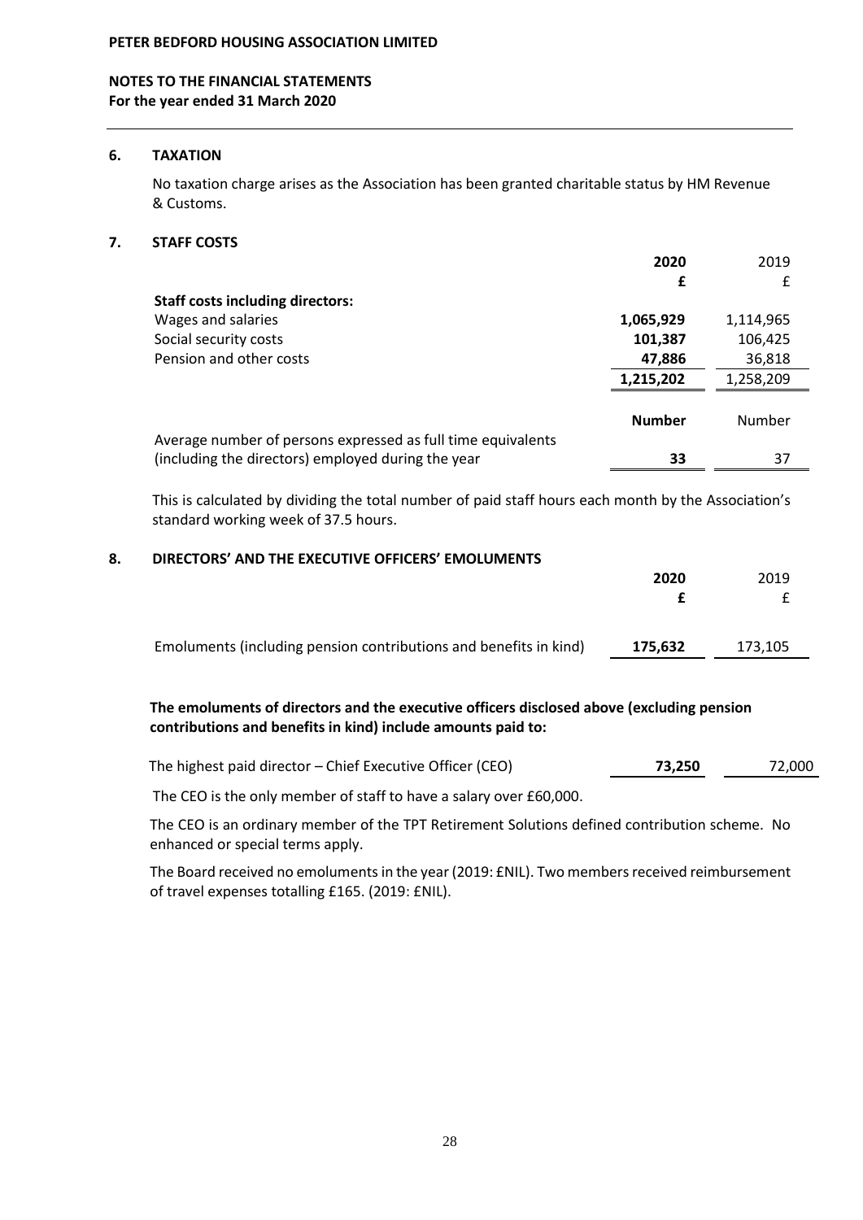**PETER BEDFORD HOUSING ASSOCIATION LIMITED**

**NOTES TO THE FINANCIAL STATEMENTS**
**For the year ended 31 March 2020**

## 6. TAXATION

No taxation charge arises as the Association has been granted charitable status by HM Revenue & Customs.

## 7. STAFF COSTS

| | **2020** | 2019 |
|---|---|---|
| | **£** | £ |
| **Staff costs including directors:** | | |
| Wages and salaries | **1,065,929** | 1,114,965 |
| Social security costs | **101,387** | 106,425 |
| Pension and other costs | **47,886** | 36,818 |
| | **1,215,202** | 1,258,209 |
| | **Number** | Number |
| Average number of persons expressed as full time equivalents (including the directors) employed during the year | **33** | 37 |

This is calculated by dividing the total number of paid staff hours each month by the Association's standard working week of 37.5 hours.

## 8. DIRECTORS' AND THE EXECUTIVE OFFICERS' EMOLUMENTS

| | **2020** | 2019 |
|---|---|---|
| | **£** | £ |
| Emoluments (including pension contributions and benefits in kind) | **175,632** | 173,105 |

**The emoluments of directors and the executive officers disclosed above (excluding pension contributions and benefits in kind) include amounts paid to:**

| | **2020** | 2019 |
|---|---|---|
| The highest paid director – Chief Executive Officer (CEO) | **73,250** | 72,000 |

The CEO is the only member of staff to have a salary over £60,000.

The CEO is an ordinary member of the TPT Retirement Solutions defined contribution scheme. No enhanced or special terms apply.

The Board received no emoluments in the year (2019: £NIL). Two members received reimbursement of travel expenses totalling £165. (2019: £NIL).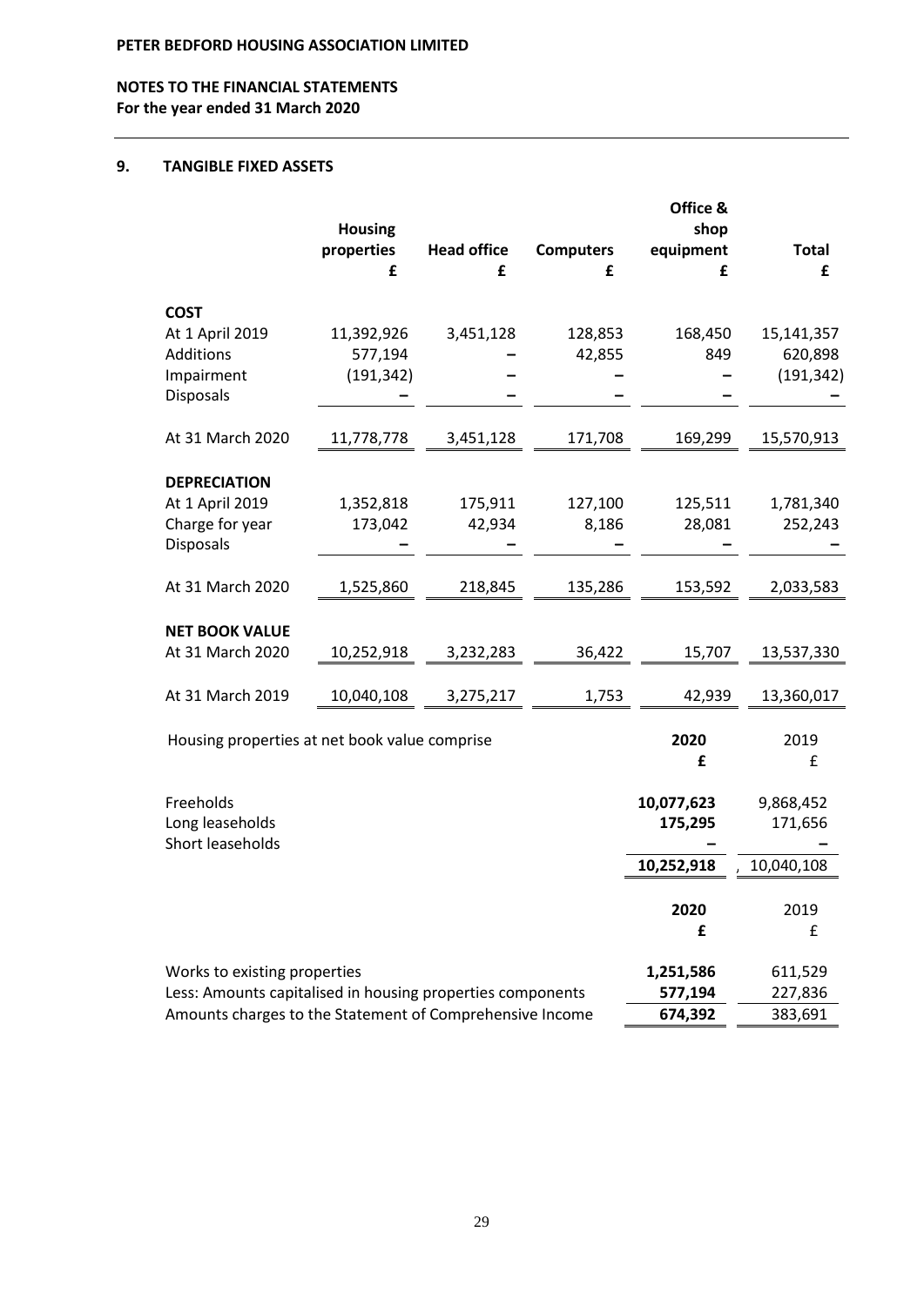**PETER BEDFORD HOUSING ASSOCIATION LIMITED**

**NOTES TO THE FINANCIAL STATEMENTS**
**For the year ended 31 March 2020**

## 9. TANGIBLE FIXED ASSETS

| | Housing properties £ | Head office £ | Computers £ | Office & shop equipment £ | Total £ |
|---|---|---|---|---|---|
| **COST** | | | | | |
| At 1 April 2019 | 11,392,926 | 3,451,128 | 128,853 | 168,450 | 15,141,357 |
| Additions | 577,194 | – | 42,855 | 849 | 620,898 |
| Impairment | (191,342) | – | – | – | (191,342) |
| Disposals | – | – | – | – | – |
| At 31 March 2020 | 11,778,778 | 3,451,128 | 171,708 | 169,299 | 15,570,913 |
| **DEPRECIATION** | | | | | |
| At 1 April 2019 | 1,352,818 | 175,911 | 127,100 | 125,511 | 1,781,340 |
| Charge for year | 173,042 | 42,934 | 8,186 | 28,081 | 252,243 |
| Disposals | – | – | – | – | – |
| At 31 March 2020 | 1,525,860 | 218,845 | 135,286 | 153,592 | 2,033,583 |
| **NET BOOK VALUE** | | | | | |
| At 31 March 2020 | 10,252,918 | 3,232,283 | 36,422 | 15,707 | 13,537,330 |
| At 31 March 2019 | 10,040,108 | 3,275,217 | 1,753 | 42,939 | 13,360,017 |

| Housing properties at net book value comprise | **2020 £** | 2019 £ |
|---|---|---|
| Freeholds | **10,077,623** | 9,868,452 |
| Long leaseholds | **175,295** | 171,656 |
| Short leaseholds | **–** | – |
| | **10,252,918** | 10,040,108 |

| | **2020 £** | 2019 £ |
|---|---|---|
| Works to existing properties | **1,251,586** | 611,529 |
| Less: Amounts capitalised in housing properties components | **577,194** | 227,836 |
| Amounts charges to the Statement of Comprehensive Income | **674,392** | 383,691 |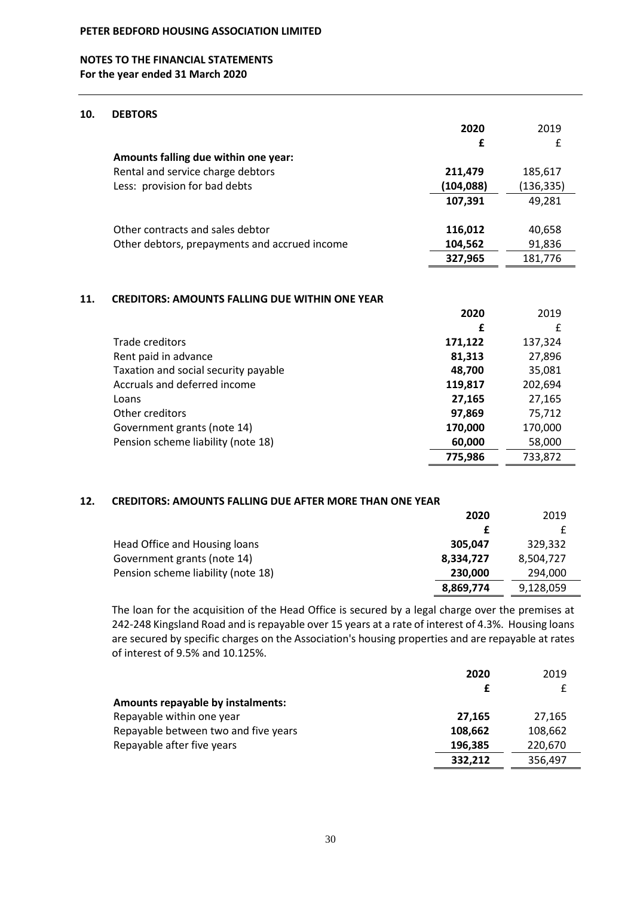**PETER BEDFORD HOUSING ASSOCIATION LIMITED**

**NOTES TO THE FINANCIAL STATEMENTS**
**For the year ended 31 March 2020**

## 10. DEBTORS

| | 2020 | 2019 |
|---|---|---|
| | £ | £ |
| **Amounts falling due within one year:** | | |
| Rental and service charge debtors | **211,479** | 185,617 |
| Less: provision for bad debts | **(104,088)** | (136,335) |
| | **107,391** | 49,281 |
| | | |
| Other contracts and sales debtor | **116,012** | 40,658 |
| Other debtors, prepayments and accrued income | **104,562** | 91,836 |
| | **327,965** | 181,776 |

## 11. CREDITORS: AMOUNTS FALLING DUE WITHIN ONE YEAR

| | 2020 | 2019 |
|---|---|---|
| | £ | £ |
| Trade creditors | **171,122** | 137,324 |
| Rent paid in advance | **81,313** | 27,896 |
| Taxation and social security payable | **48,700** | 35,081 |
| Accruals and deferred income | **119,817** | 202,694 |
| Loans | **27,165** | 27,165 |
| Other creditors | **97,869** | 75,712 |
| Government grants (note 14) | **170,000** | 170,000 |
| Pension scheme liability (note 18) | **60,000** | 58,000 |
| | **775,986** | 733,872 |

## 12. CREDITORS: AMOUNTS FALLING DUE AFTER MORE THAN ONE YEAR

| | 2020 | 2019 |
|---|---|---|
| | £ | £ |
| Head Office and Housing loans | **305,047** | 329,332 |
| Government grants (note 14) | **8,334,727** | 8,504,727 |
| Pension scheme liability (note 18) | **230,000** | 294,000 |
| | **8,869,774** | 9,128,059 |

The loan for the acquisition of the Head Office is secured by a legal charge over the premises at 242-248 Kingsland Road and is repayable over 15 years at a rate of interest of 4.3%. Housing loans are secured by specific charges on the Association's housing properties and are repayable at rates of interest of 9.5% and 10.125%.

| | 2020 | 2019 |
|---|---|---|
| | £ | £ |
| **Amounts repayable by instalments:** | | |
| Repayable within one year | **27,165** | 27,165 |
| Repayable between two and five years | **108,662** | 108,662 |
| Repayable after five years | **196,385** | 220,670 |
| | **332,212** | 356,497 |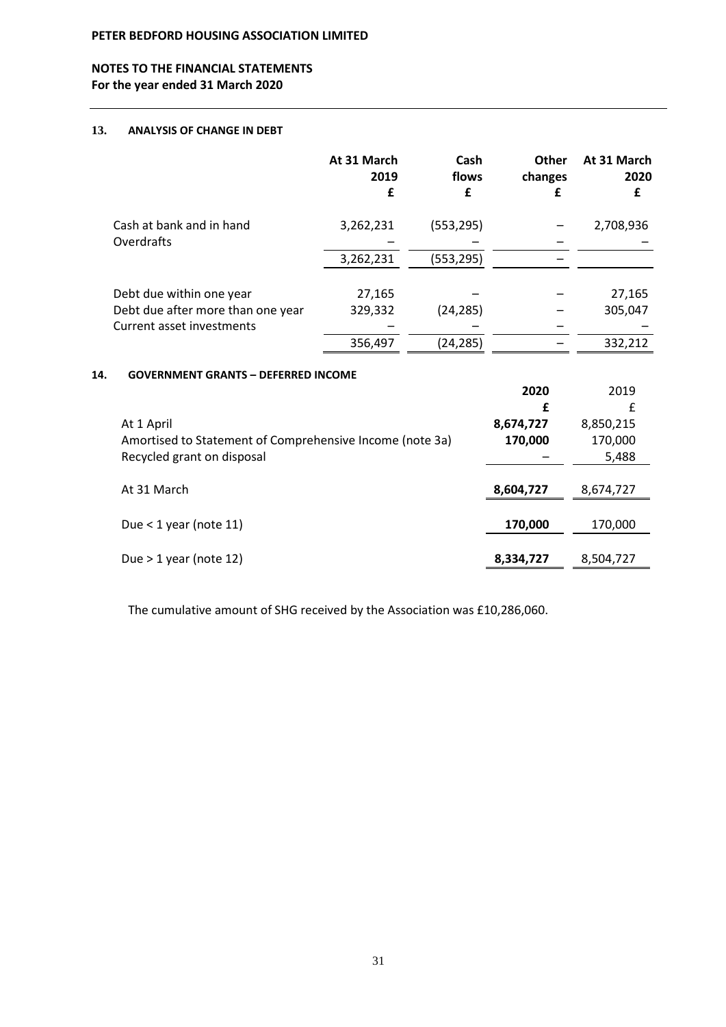**PETER BEDFORD HOUSING ASSOCIATION LIMITED**

**NOTES TO THE FINANCIAL STATEMENTS**
**For the year ended 31 March 2020**

## 13. ANALYSIS OF CHANGE IN DEBT

| | At 31 March 2019 £ | Cash flows £ | Other changes £ | At 31 March 2020 £ |
|---|---|---|---|---|
| Cash at bank and in hand | 3,262,231 | (553,295) | – | 2,708,936 |
| Overdrafts | – | – | – | – |
| | 3,262,231 | (553,295) | – | |
| Debt due within one year | 27,165 | – | – | 27,165 |
| Debt due after more than one year | 329,332 | (24,285) | – | 305,047 |
| Current asset investments | – | – | – | – |
| | 356,497 | (24,285) | – | 332,212 |

## 14. GOVERNMENT GRANTS – DEFERRED INCOME

| | **2020** **£** | 2019 £ |
|---|---|---|
| At 1 April | **8,674,727** | 8,850,215 |
| Amortised to Statement of Comprehensive Income (note 3a) | **170,000** | 170,000 |
| Recycled grant on disposal | – | 5,488 |
| At 31 March | **8,604,727** | 8,674,727 |
| Due < 1 year (note 11) | **170,000** | 170,000 |
| Due > 1 year (note 12) | **8,334,727** | 8,504,727 |

The cumulative amount of SHG received by the Association was £10,286,060.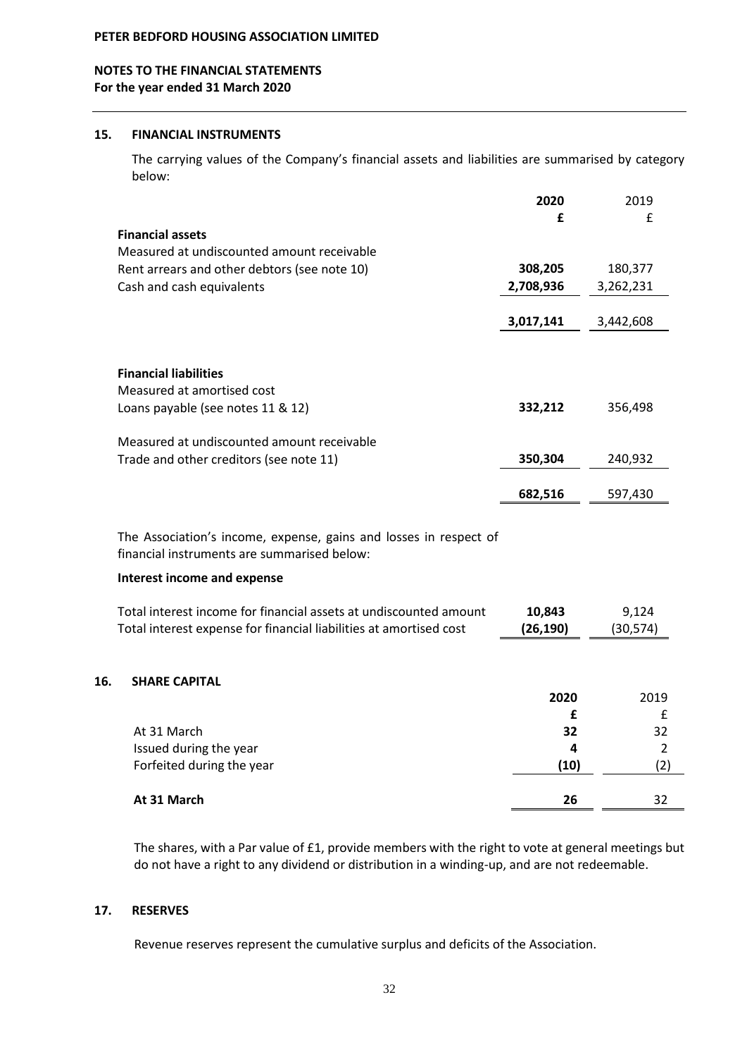## 15. FINANCIAL INSTRUMENTS

The carrying values of the Company's financial assets and liabilities are summarised by category below:

| | 2020 £ | 2019 £ |
|---|---|---|
| **Financial assets** | | |
| Measured at undiscounted amount receivable | | |
| Rent arrears and other debtors (see note 10) | **308,205** | 180,377 |
| Cash and cash equivalents | **2,708,936** | 3,262,231 |
| | **3,017,141** | 3,442,608 |
| **Financial liabilities** | | |
| Measured at amortised cost | | |
| Loans payable (see notes 11 & 12) | **332,212** | 356,498 |
| Measured at undiscounted amount receivable | | |
| Trade and other creditors (see note 11) | **350,304** | 240,932 |
| | **682,516** | 597,430 |

The Association's income, expense, gains and losses in respect of financial instruments are summarised below:

**Interest income and expense**

| | 2020 | 2019 |
|---|---|---|
| Total interest income for financial assets at undiscounted amount | **10,843** | 9,124 |
| Total interest expense for financial liabilities at amortised cost | **(26,190)** | (30,574) |

## 16. SHARE CAPITAL

| | 2020 £ | 2019 £ |
|---|---|---|
| At 31 March | **32** | 32 |
| Issued during the year | **4** | 2 |
| Forfeited during the year | **(10)** | (2) |
| **At 31 March** | **26** | 32 |

The shares, with a Par value of £1, provide members with the right to vote at general meetings but do not have a right to any dividend or distribution in a winding-up, and are not redeemable.

## 17. RESERVES

Revenue reserves represent the cumulative surplus and deficits of the Association.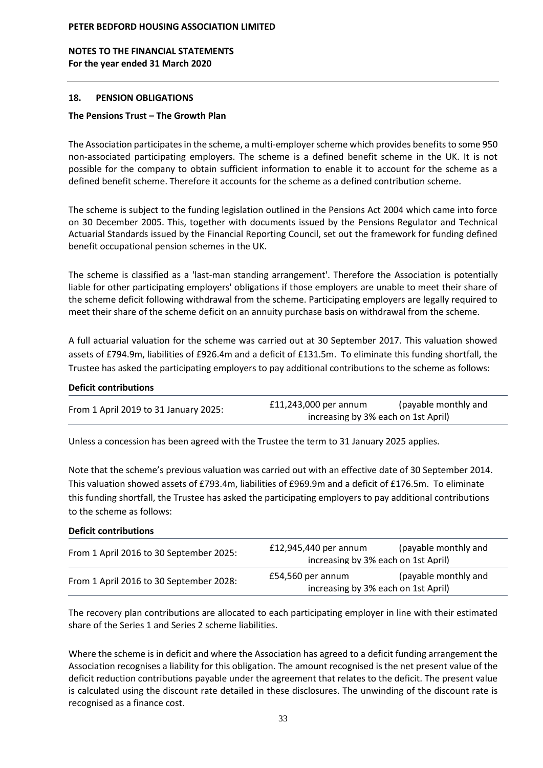## 18. PENSION OBLIGATIONS

### The Pensions Trust – The Growth Plan

The Association participates in the scheme, a multi-employer scheme which provides benefits to some 950 non-associated participating employers. The scheme is a defined benefit scheme in the UK. It is not possible for the company to obtain sufficient information to enable it to account for the scheme as a defined benefit scheme. Therefore it accounts for the scheme as a defined contribution scheme.

The scheme is subject to the funding legislation outlined in the Pensions Act 2004 which came into force on 30 December 2005. This, together with documents issued by the Pensions Regulator and Technical Actuarial Standards issued by the Financial Reporting Council, set out the framework for funding defined benefit occupational pension schemes in the UK.

The scheme is classified as a 'last-man standing arrangement'. Therefore the Association is potentially liable for other participating employers' obligations if those employers are unable to meet their share of the scheme deficit following withdrawal from the scheme. Participating employers are legally required to meet their share of the scheme deficit on an annuity purchase basis on withdrawal from the scheme.

A full actuarial valuation for the scheme was carried out at 30 September 2017. This valuation showed assets of £794.9m, liabilities of £926.4m and a deficit of £131.5m. To eliminate this funding shortfall, the Trustee has asked the participating employers to pay additional contributions to the scheme as follows:

**Deficit contributions**

| | |
|---|---|
| From 1 April 2019 to 31 January 2025: | £11,243,000 per annum (payable monthly and increasing by 3% each on 1st April) |

Unless a concession has been agreed with the Trustee the term to 31 January 2025 applies.

Note that the scheme's previous valuation was carried out with an effective date of 30 September 2014. This valuation showed assets of £793.4m, liabilities of £969.9m and a deficit of £176.5m. To eliminate this funding shortfall, the Trustee has asked the participating employers to pay additional contributions to the scheme as follows:

**Deficit contributions**

| | |
|---|---|
| From 1 April 2016 to 30 September 2025: | £12,945,440 per annum (payable monthly and increasing by 3% each on 1st April) |
| From 1 April 2016 to 30 September 2028: | £54,560 per annum (payable monthly and increasing by 3% each on 1st April) |

The recovery plan contributions are allocated to each participating employer in line with their estimated share of the Series 1 and Series 2 scheme liabilities.

Where the scheme is in deficit and where the Association has agreed to a deficit funding arrangement the Association recognises a liability for this obligation. The amount recognised is the net present value of the deficit reduction contributions payable under the agreement that relates to the deficit. The present value is calculated using the discount rate detailed in these disclosures. The unwinding of the discount rate is recognised as a finance cost.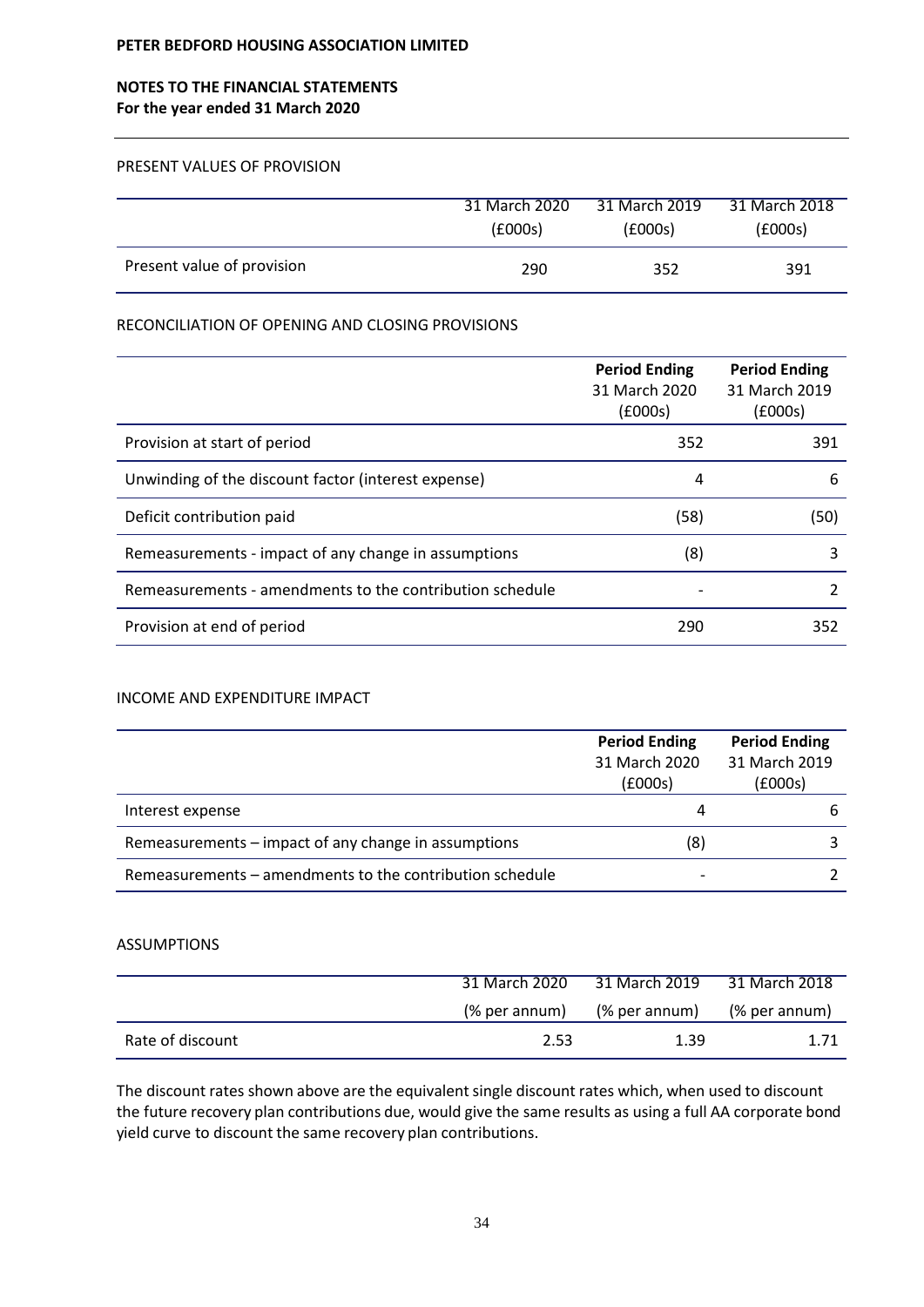## PRESENT VALUES OF PROVISION

| | 31 March 2020 (£000s) | 31 March 2019 (£000s) | 31 March 2018 (£000s) |
|---|---|---|---|
| Present value of provision | 290 | 352 | 391 |

## RECONCILIATION OF OPENING AND CLOSING PROVISIONS

| | **Period Ending** 31 March 2020 (£000s) | **Period Ending** 31 March 2019 (£000s) |
|---|---|---|
| Provision at start of period | 352 | 391 |
| Unwinding of the discount factor (interest expense) | 4 | 6 |
| Deficit contribution paid | (58) | (50) |
| Remeasurements - impact of any change in assumptions | (8) | 3 |
| Remeasurements - amendments to the contribution schedule | - | 2 |
| Provision at end of period | 290 | 352 |

## INCOME AND EXPENDITURE IMPACT

| | **Period Ending** 31 March 2020 (£000s) | **Period Ending** 31 March 2019 (£000s) |
|---|---|---|
| Interest expense | 4 | 6 |
| Remeasurements – impact of any change in assumptions | (8) | 3 |
| Remeasurements – amendments to the contribution schedule | - | 2 |

## ASSUMPTIONS

| | 31 March 2020 (% per annum) | 31 March 2019 (% per annum) | 31 March 2018 (% per annum) |
|---|---|---|---|
| Rate of discount | 2.53 | 1.39 | 1.71 |

The discount rates shown above are the equivalent single discount rates which, when used to discount the future recovery plan contributions due, would give the same results as using a full AA corporate bond yield curve to discount the same recovery plan contributions.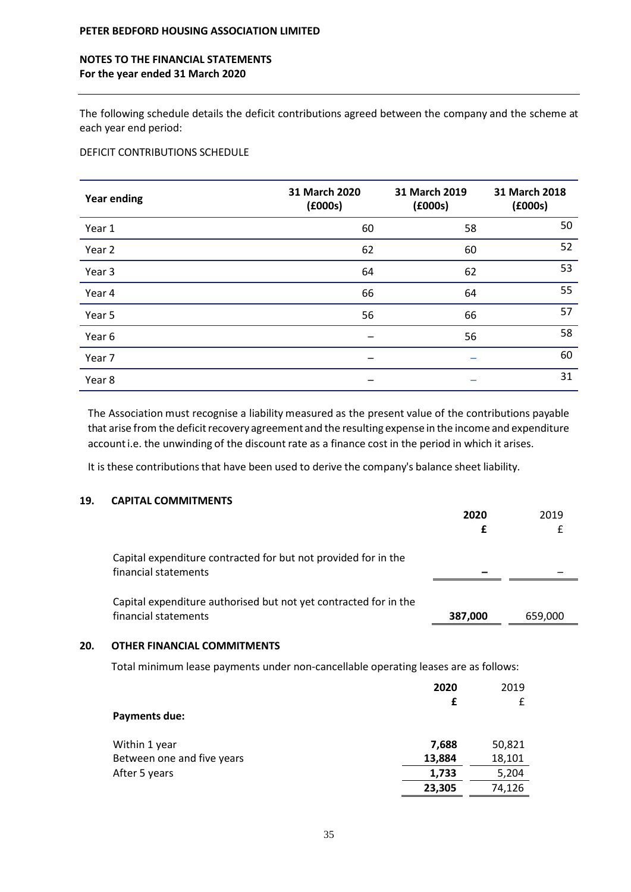The following schedule details the deficit contributions agreed between the company and the scheme at each year end period:

DEFICIT CONTRIBUTIONS SCHEDULE

| Year ending | 31 March 2020 (£000s) | 31 March 2019 (£000s) | 31 March 2018 (£000s) |
|---|---|---|---|
| Year 1 | 60 | 58 | 50 |
| Year 2 | 62 | 60 | 52 |
| Year 3 | 64 | 62 | 53 |
| Year 4 | 66 | 64 | 55 |
| Year 5 | 56 | 66 | 57 |
| Year 6 | – | 56 | 58 |
| Year 7 | – | – | 60 |
| Year 8 | – | – | 31 |

The Association must recognise a liability measured as the present value of the contributions payable that arise from the deficit recovery agreement and the resulting expense in the income and expenditure account i.e. the unwinding of the discount rate as a finance cost in the period in which it arises.

It is these contributions that have been used to derive the company's balance sheet liability.

## 19. CAPITAL COMMITMENTS

| | 2020 £ | 2019 £ |
|---|---|---|
| Capital expenditure contracted for but not provided for in the financial statements | – | – |
| Capital expenditure authorised but not yet contracted for in the financial statements | 387,000 | 659,000 |

## 20. OTHER FINANCIAL COMMITMENTS

Total minimum lease payments under non-cancellable operating leases are as follows:

| | 2020 £ | 2019 £ |
|---|---|---|
| **Payments due:** | | |
| Within 1 year | 7,688 | 50,821 |
| Between one and five years | 13,884 | 18,101 |
| After 5 years | 1,733 | 5,204 |
| | 23,305 | 74,126 |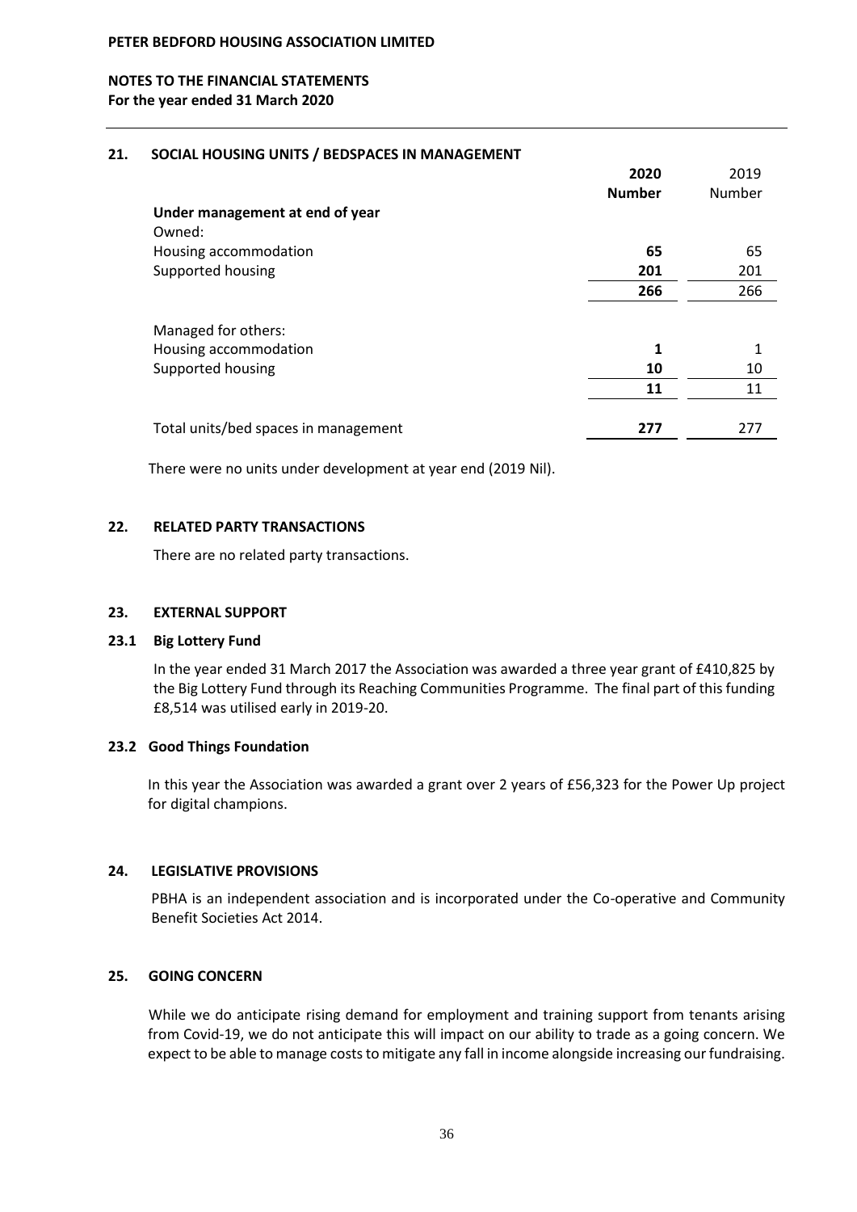## 21. SOCIAL HOUSING UNITS / BEDSPACES IN MANAGEMENT

| | 2020 Number | 2019 Number |
|---|---|---|
| **Under management at end of year** | | |
| Owned: | | |
| Housing accommodation | **65** | 65 |
| Supported housing | **201** | 201 |
| | **266** | 266 |
| Managed for others: | | |
| Housing accommodation | **1** | 1 |
| Supported housing | **10** | 10 |
| | **11** | 11 |
| Total units/bed spaces in management | **277** | 277 |

There were no units under development at year end (2019 Nil).

## 22. RELATED PARTY TRANSACTIONS

There are no related party transactions.

## 23. EXTERNAL SUPPORT

### 23.1 Big Lottery Fund

In the year ended 31 March 2017 the Association was awarded a three year grant of £410,825 by the Big Lottery Fund through its Reaching Communities Programme. The final part of this funding £8,514 was utilised early in 2019-20.

### 23.2 Good Things Foundation

In this year the Association was awarded a grant over 2 years of £56,323 for the Power Up project for digital champions.

## 24. LEGISLATIVE PROVISIONS

PBHA is an independent association and is incorporated under the Co-operative and Community Benefit Societies Act 2014.

## 25. GOING CONCERN

While we do anticipate rising demand for employment and training support from tenants arising from Covid-19, we do not anticipate this will impact on our ability to trade as a going concern. We expect to be able to manage costs to mitigate any fall in income alongside increasing our fundraising.